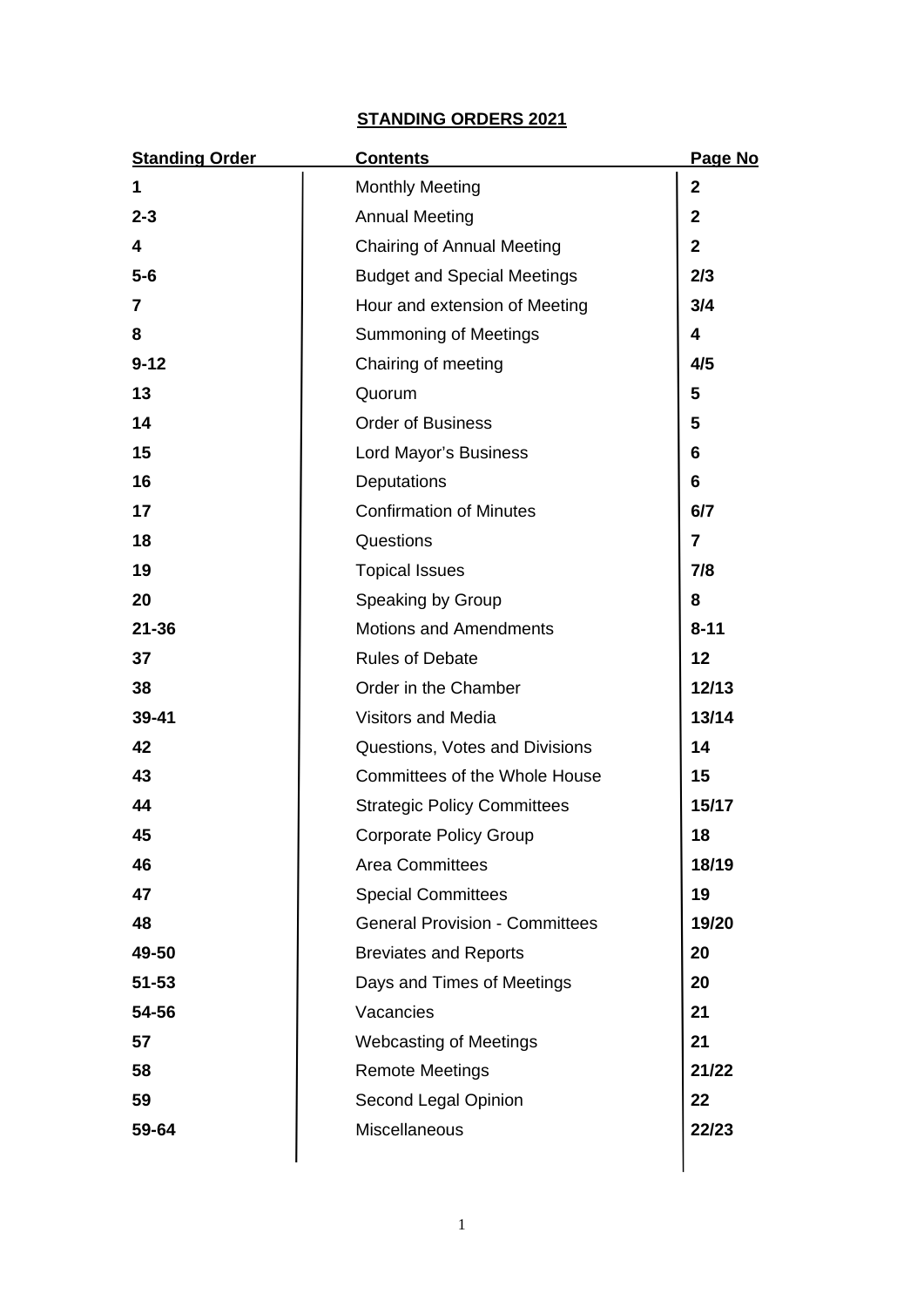# STANDING ORDERS 2021

| Standing Order | Contents | Page No |
|---|---|---|
| **1** | Monthly Meeting | **2** |
| **2-3** | Annual Meeting | **2** |
| **4** | Chairing of Annual Meeting | **2** |
| **5-6** | Budget and Special Meetings | **2/3** |
| **7** | Hour and extension of Meeting | **3/4** |
| **8** | Summoning of Meetings | **4** |
| **9-12** | Chairing of meeting | **4/5** |
| **13** | Quorum | **5** |
| **14** | Order of Business | **5** |
| **15** | Lord Mayor's Business | **6** |
| **16** | Deputations | **6** |
| **17** | Confirmation of Minutes | **6/7** |
| **18** | Questions | **7** |
| **19** | Topical Issues | **7/8** |
| **20** | Speaking by Group | **8** |
| **21-36** | Motions and Amendments | **8-11** |
| **37** | Rules of Debate | **12** |
| **38** | Order in the Chamber | **12/13** |
| **39-41** | Visitors and Media | **13/14** |
| **42** | Questions, Votes and Divisions | **14** |
| **43** | Committees of the Whole House | **15** |
| **44** | Strategic Policy Committees | **15/17** |
| **45** | Corporate Policy Group | **18** |
| **46** | Area Committees | **18/19** |
| **47** | Special Committees | **19** |
| **48** | General Provision - Committees | **19/20** |
| **49-50** | Breviates and Reports | **20** |
| **51-53** | Days and Times of Meetings | **20** |
| **54-56** | Vacancies | **21** |
| **57** | Webcasting of Meetings | **21** |
| **58** | Remote Meetings | **21/22** |
| **59** | Second Legal Opinion | **22** |
| **59-64** | Miscellaneous | **22/23** |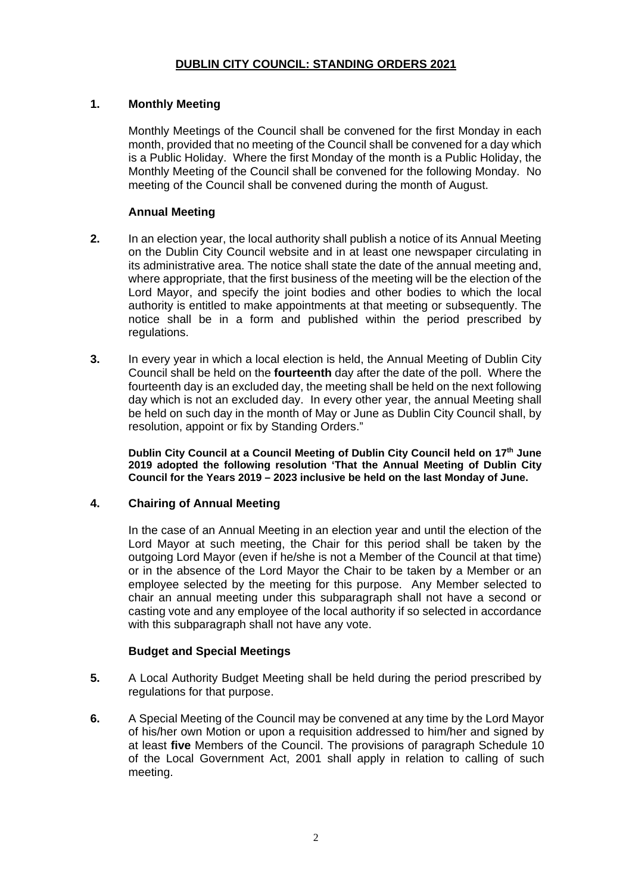# DUBLIN CITY COUNCIL: STANDING ORDERS 2021

**1. Monthly Meeting**

Monthly Meetings of the Council shall be convened for the first Monday in each month, provided that no meeting of the Council shall be convened for a day which is a Public Holiday. Where the first Monday of the month is a Public Holiday, the Monthly Meeting of the Council shall be convened for the following Monday. No meeting of the Council shall be convened during the month of August.

**Annual Meeting**

**2.** In an election year, the local authority shall publish a notice of its Annual Meeting on the Dublin City Council website and in at least one newspaper circulating in its administrative area. The notice shall state the date of the annual meeting and, where appropriate, that the first business of the meeting will be the election of the Lord Mayor, and specify the joint bodies and other bodies to which the local authority is entitled to make appointments at that meeting or subsequently. The notice shall be in a form and published within the period prescribed by regulations.

**3.** In every year in which a local election is held, the Annual Meeting of Dublin City Council shall be held on the **fourteenth** day after the date of the poll. Where the fourteenth day is an excluded day, the meeting shall be held on the next following day which is not an excluded day. In every other year, the annual Meeting shall be held on such day in the month of May or June as Dublin City Council shall, by resolution, appoint or fix by Standing Orders."

**Dublin City Council at a Council Meeting of Dublin City Council held on 17th June 2019 adopted the following resolution 'That the Annual Meeting of Dublin City Council for the Years 2019 – 2023 inclusive be held on the last Monday of June.**

**4. Chairing of Annual Meeting**

In the case of an Annual Meeting in an election year and until the election of the Lord Mayor at such meeting, the Chair for this period shall be taken by the outgoing Lord Mayor (even if he/she is not a Member of the Council at that time) or in the absence of the Lord Mayor the Chair to be taken by a Member or an employee selected by the meeting for this purpose. Any Member selected to chair an annual meeting under this subparagraph shall not have a second or casting vote and any employee of the local authority if so selected in accordance with this subparagraph shall not have any vote.

**Budget and Special Meetings**

**5.** A Local Authority Budget Meeting shall be held during the period prescribed by regulations for that purpose.

**6.** A Special Meeting of the Council may be convened at any time by the Lord Mayor of his/her own Motion or upon a requisition addressed to him/her and signed by at least **five** Members of the Council. The provisions of paragraph Schedule 10 of the Local Government Act, 2001 shall apply in relation to calling of such meeting.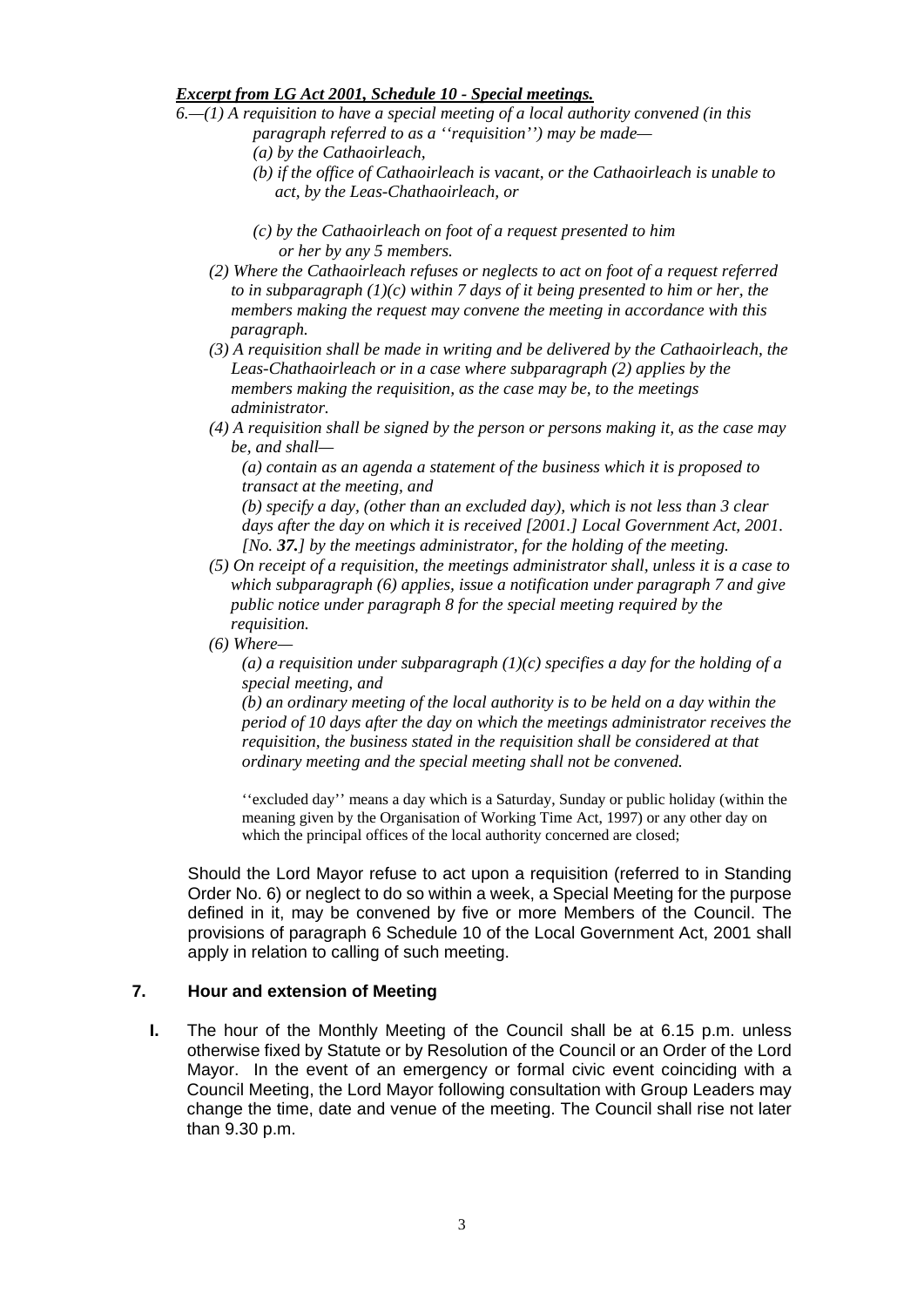***Excerpt from LG Act 2001, Schedule 10 - Special meetings.***

*6.—(1) A requisition to have a special meeting of a local authority convened (in this paragraph referred to as a ''requisition'') may be made—*

*(a) by the Cathaoirleach,*

*(b) if the office of Cathaoirleach is vacant, or the Cathaoirleach is unable to act, by the Leas-Chathaoirleach, or*

*(c) by the Cathaoirleach on foot of a request presented to him or her by any 5 members.*

*(2) Where the Cathaoirleach refuses or neglects to act on foot of a request referred to in subparagraph (1)(c) within 7 days of it being presented to him or her, the members making the request may convene the meeting in accordance with this paragraph.*

*(3) A requisition shall be made in writing and be delivered by the Cathaoirleach, the Leas-Chathaoirleach or in a case where subparagraph (2) applies by the members making the requisition, as the case may be, to the meetings administrator.*

*(4) A requisition shall be signed by the person or persons making it, as the case may be, and shall—*

*(a) contain as an agenda a statement of the business which it is proposed to transact at the meeting, and*

*(b) specify a day, (other than an excluded day), which is not less than 3 clear days after the day on which it is received [2001.] Local Government Act, 2001. [No. **37.**] by the meetings administrator, for the holding of the meeting.*

*(5) On receipt of a requisition, the meetings administrator shall, unless it is a case to which subparagraph (6) applies, issue a notification under paragraph 7 and give public notice under paragraph 8 for the special meeting required by the requisition.*

*(6) Where—*

*(a) a requisition under subparagraph (1)(c) specifies a day for the holding of a special meeting, and*

*(b) an ordinary meeting of the local authority is to be held on a day within the period of 10 days after the day on which the meetings administrator receives the requisition, the business stated in the requisition shall be considered at that ordinary meeting and the special meeting shall not be convened.*

''excluded day'' means a day which is a Saturday, Sunday or public holiday (within the meaning given by the Organisation of Working Time Act, 1997) or any other day on which the principal offices of the local authority concerned are closed;

Should the Lord Mayor refuse to act upon a requisition (referred to in Standing Order No. 6) or neglect to do so within a week, a Special Meeting for the purpose defined in it, may be convened by five or more Members of the Council. The provisions of paragraph 6 Schedule 10 of the Local Government Act, 2001 shall apply in relation to calling of such meeting.

## 7. Hour and extension of Meeting

**I.** The hour of the Monthly Meeting of the Council shall be at 6.15 p.m. unless otherwise fixed by Statute or by Resolution of the Council or an Order of the Lord Mayor. In the event of an emergency or formal civic event coinciding with a Council Meeting, the Lord Mayor following consultation with Group Leaders may change the time, date and venue of the meeting. The Council shall rise not later than 9.30 p.m.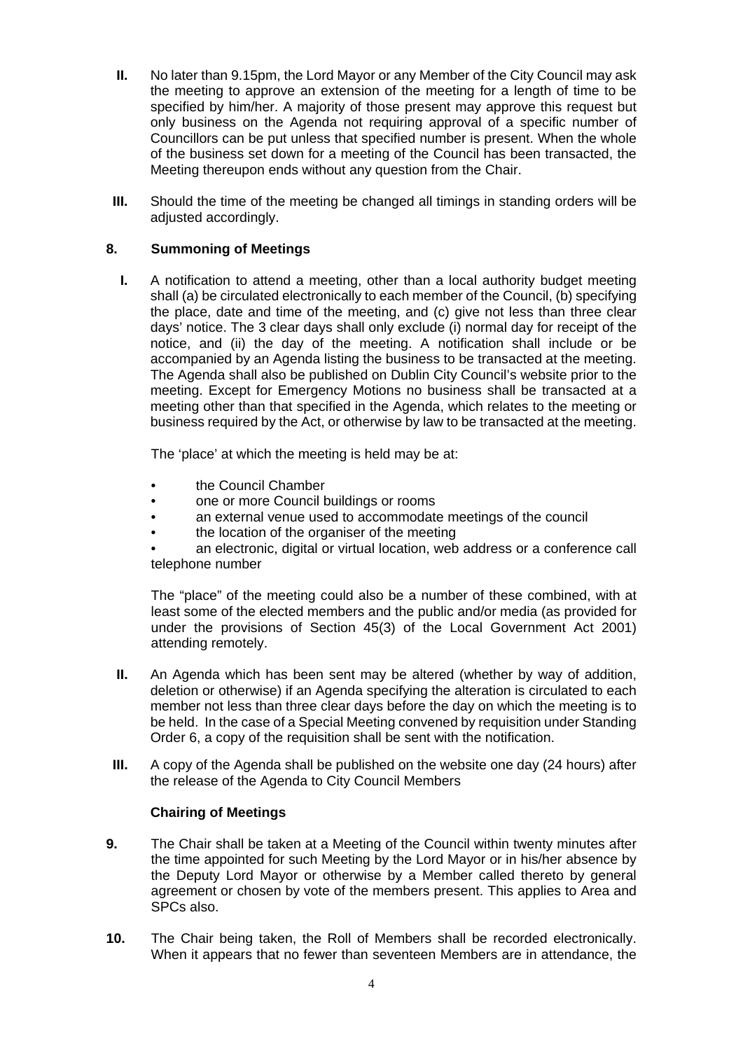**II.** No later than 9.15pm, the Lord Mayor or any Member of the City Council may ask the meeting to approve an extension of the meeting for a length of time to be specified by him/her. A majority of those present may approve this request but only business on the Agenda not requiring approval of a specific number of Councillors can be put unless that specified number is present. When the whole of the business set down for a meeting of the Council has been transacted, the Meeting thereupon ends without any question from the Chair.

**III.** Should the time of the meeting be changed all timings in standing orders will be adjusted accordingly.

## 8. Summoning of Meetings

**I.** A notification to attend a meeting, other than a local authority budget meeting shall (a) be circulated electronically to each member of the Council, (b) specifying the place, date and time of the meeting, and (c) give not less than three clear days' notice. The 3 clear days shall only exclude (i) normal day for receipt of the notice, and (ii) the day of the meeting. A notification shall include or be accompanied by an Agenda listing the business to be transacted at the meeting. The Agenda shall also be published on Dublin City Council's website prior to the meeting. Except for Emergency Motions no business shall be transacted at a meeting other than that specified in the Agenda, which relates to the meeting or business required by the Act, or otherwise by law to be transacted at the meeting.

The 'place' at which the meeting is held may be at:

- the Council Chamber
- one or more Council buildings or rooms
- an external venue used to accommodate meetings of the council
- the location of the organiser of the meeting
- an electronic, digital or virtual location, web address or a conference call telephone number

The "place" of the meeting could also be a number of these combined, with at least some of the elected members and the public and/or media (as provided for under the provisions of Section 45(3) of the Local Government Act 2001) attending remotely.

**II.** An Agenda which has been sent may be altered (whether by way of addition, deletion or otherwise) if an Agenda specifying the alteration is circulated to each member not less than three clear days before the day on which the meeting is to be held. In the case of a Special Meeting convened by requisition under Standing Order 6, a copy of the requisition shall be sent with the notification.

**III.** A copy of the Agenda shall be published on the website one day (24 hours) after the release of the Agenda to City Council Members

## Chairing of Meetings

**9.** The Chair shall be taken at a Meeting of the Council within twenty minutes after the time appointed for such Meeting by the Lord Mayor or in his/her absence by the Deputy Lord Mayor or otherwise by a Member called thereto by general agreement or chosen by vote of the members present. This applies to Area and SPCs also.

**10.** The Chair being taken, the Roll of Members shall be recorded electronically. When it appears that no fewer than seventeen Members are in attendance, the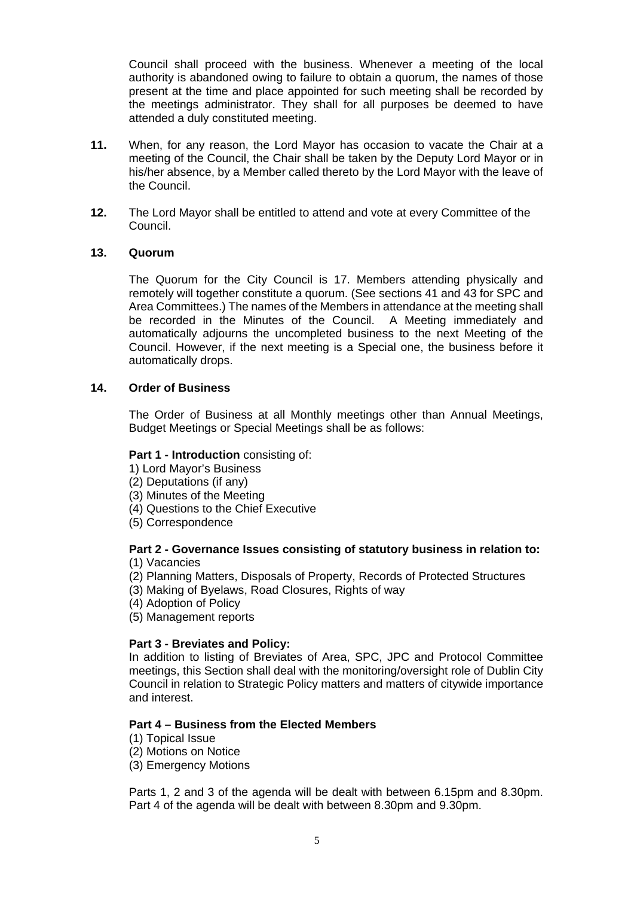Council shall proceed with the business. Whenever a meeting of the local authority is abandoned owing to failure to obtain a quorum, the names of those present at the time and place appointed for such meeting shall be recorded by the meetings administrator. They shall for all purposes be deemed to have attended a duly constituted meeting.

**11.** When, for any reason, the Lord Mayor has occasion to vacate the Chair at a meeting of the Council, the Chair shall be taken by the Deputy Lord Mayor or in his/her absence, by a Member called thereto by the Lord Mayor with the leave of the Council.

**12.** The Lord Mayor shall be entitled to attend and vote at every Committee of the Council.

**13. Quorum**

The Quorum for the City Council is 17. Members attending physically and remotely will together constitute a quorum. (See sections 41 and 43 for SPC and Area Committees.) The names of the Members in attendance at the meeting shall be recorded in the Minutes of the Council. A Meeting immediately and automatically adjourns the uncompleted business to the next Meeting of the Council. However, if the next meeting is a Special one, the business before it automatically drops.

**14. Order of Business**

The Order of Business at all Monthly meetings other than Annual Meetings, Budget Meetings or Special Meetings shall be as follows:

**Part 1 - Introduction** consisting of:
1) Lord Mayor's Business
(2) Deputations (if any)
(3) Minutes of the Meeting
(4) Questions to the Chief Executive
(5) Correspondence

**Part 2 - Governance Issues consisting of statutory business in relation to:**
(1) Vacancies
(2) Planning Matters, Disposals of Property, Records of Protected Structures
(3) Making of Byelaws, Road Closures, Rights of way
(4) Adoption of Policy
(5) Management reports

**Part 3 - Breviates and Policy:**
In addition to listing of Breviates of Area, SPC, JPC and Protocol Committee meetings, this Section shall deal with the monitoring/oversight role of Dublin City Council in relation to Strategic Policy matters and matters of citywide importance and interest.

**Part 4 – Business from the Elected Members**
(1) Topical Issue
(2) Motions on Notice
(3) Emergency Motions

Parts 1, 2 and 3 of the agenda will be dealt with between 6.15pm and 8.30pm. Part 4 of the agenda will be dealt with between 8.30pm and 9.30pm.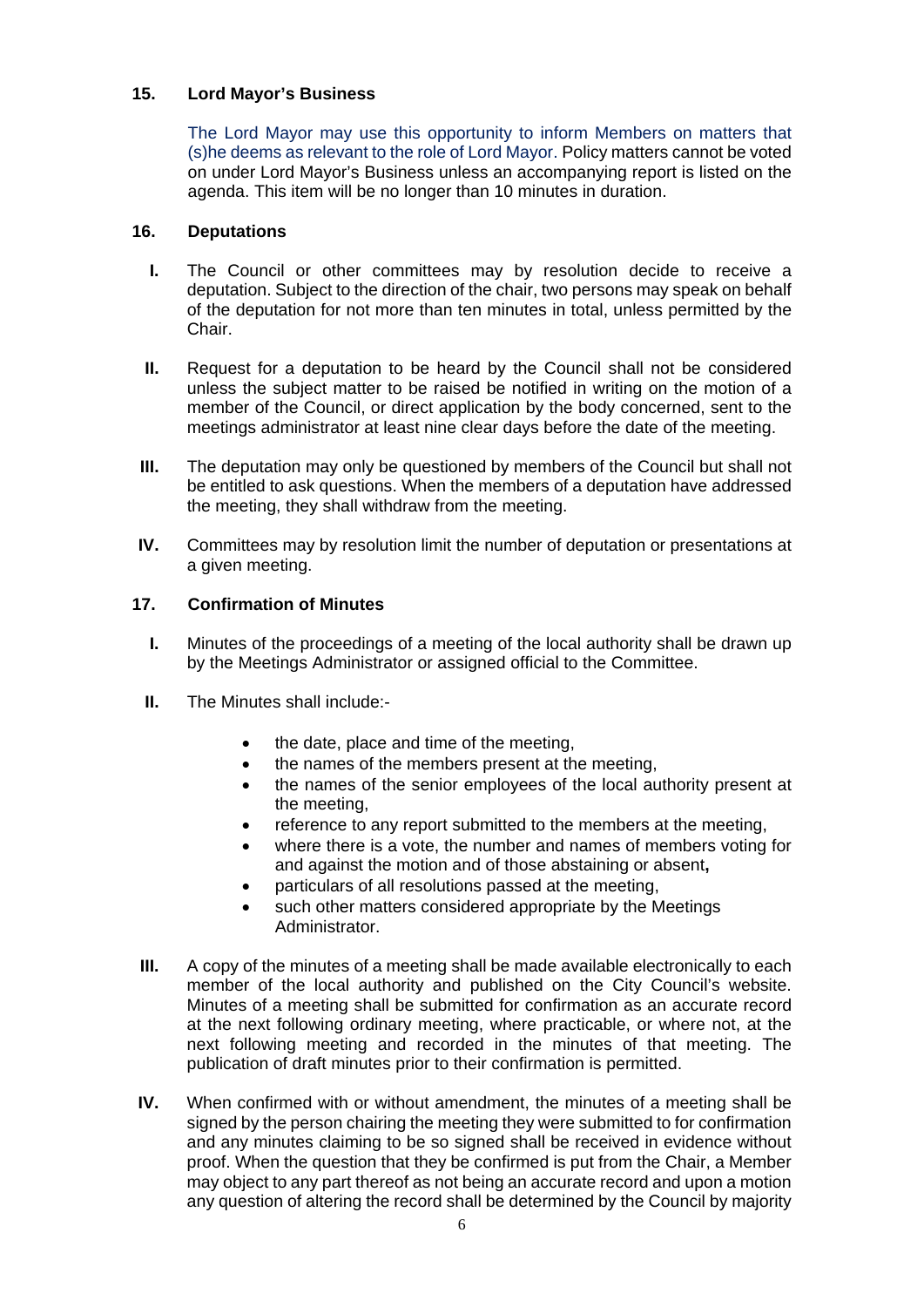## 15. Lord Mayor's Business

The Lord Mayor may use this opportunity to inform Members on matters that (s)he deems as relevant to the role of Lord Mayor. Policy matters cannot be voted on under Lord Mayor's Business unless an accompanying report is listed on the agenda. This item will be no longer than 10 minutes in duration.

## 16. Deputations

I. The Council or other committees may by resolution decide to receive a deputation. Subject to the direction of the chair, two persons may speak on behalf of the deputation for not more than ten minutes in total, unless permitted by the Chair.

II. Request for a deputation to be heard by the Council shall not be considered unless the subject matter to be raised be notified in writing on the motion of a member of the Council, or direct application by the body concerned, sent to the meetings administrator at least nine clear days before the date of the meeting.

III. The deputation may only be questioned by members of the Council but shall not be entitled to ask questions. When the members of a deputation have addressed the meeting, they shall withdraw from the meeting.

IV. Committees may by resolution limit the number of deputation or presentations at a given meeting.

## 17. Confirmation of Minutes

I. Minutes of the proceedings of a meeting of the local authority shall be drawn up by the Meetings Administrator or assigned official to the Committee.

II. The Minutes shall include:-

- the date, place and time of the meeting,
- the names of the members present at the meeting,
- the names of the senior employees of the local authority present at the meeting,
- reference to any report submitted to the members at the meeting,
- where there is a vote, the number and names of members voting for and against the motion and of those abstaining or absent**,**
- particulars of all resolutions passed at the meeting,
- such other matters considered appropriate by the Meetings Administrator.

III. A copy of the minutes of a meeting shall be made available electronically to each member of the local authority and published on the City Council's website. Minutes of a meeting shall be submitted for confirmation as an accurate record at the next following ordinary meeting, where practicable, or where not, at the next following meeting and recorded in the minutes of that meeting. The publication of draft minutes prior to their confirmation is permitted.

IV. When confirmed with or without amendment, the minutes of a meeting shall be signed by the person chairing the meeting they were submitted to for confirmation and any minutes claiming to be so signed shall be received in evidence without proof. When the question that they be confirmed is put from the Chair, a Member may object to any part thereof as not being an accurate record and upon a motion any question of altering the record shall be determined by the Council by majority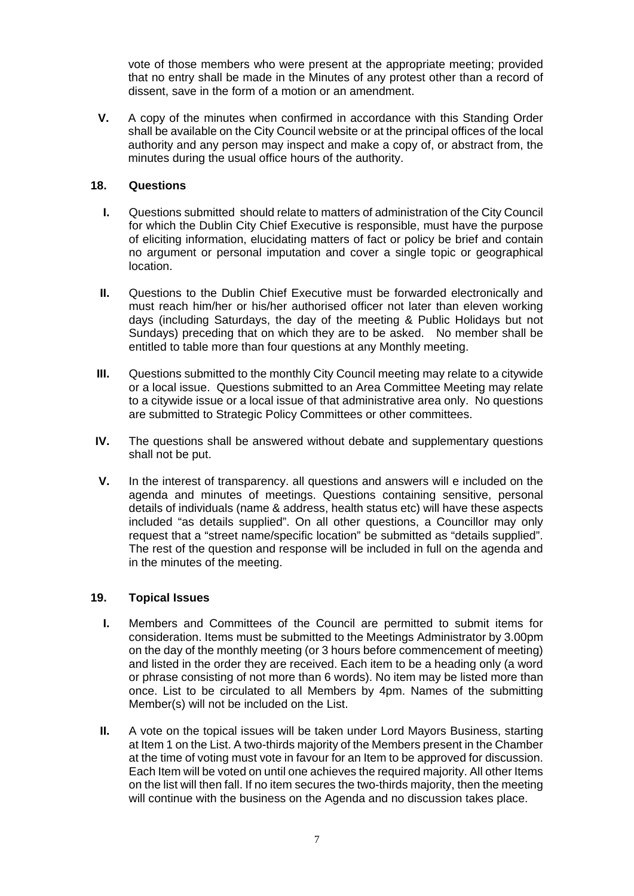vote of those members who were present at the appropriate meeting; provided that no entry shall be made in the Minutes of any protest other than a record of dissent, save in the form of a motion or an amendment.

**V.** A copy of the minutes when confirmed in accordance with this Standing Order shall be available on the City Council website or at the principal offices of the local authority and any person may inspect and make a copy of, or abstract from, the minutes during the usual office hours of the authority.

## 18. Questions

**I.** Questions submitted should relate to matters of administration of the City Council for which the Dublin City Chief Executive is responsible, must have the purpose of eliciting information, elucidating matters of fact or policy be brief and contain no argument or personal imputation and cover a single topic or geographical location.

**II.** Questions to the Dublin Chief Executive must be forwarded electronically and must reach him/her or his/her authorised officer not later than eleven working days (including Saturdays, the day of the meeting & Public Holidays but not Sundays) preceding that on which they are to be asked. No member shall be entitled to table more than four questions at any Monthly meeting.

**III.** Questions submitted to the monthly City Council meeting may relate to a citywide or a local issue. Questions submitted to an Area Committee Meeting may relate to a citywide issue or a local issue of that administrative area only. No questions are submitted to Strategic Policy Committees or other committees.

**IV.** The questions shall be answered without debate and supplementary questions shall not be put.

**V.** In the interest of transparency. all questions and answers will e included on the agenda and minutes of meetings. Questions containing sensitive, personal details of individuals (name & address, health status etc) will have these aspects included "as details supplied". On all other questions, a Councillor may only request that a "street name/specific location" be submitted as "details supplied". The rest of the question and response will be included in full on the agenda and in the minutes of the meeting.

## 19. Topical Issues

**I.** Members and Committees of the Council are permitted to submit items for consideration. Items must be submitted to the Meetings Administrator by 3.00pm on the day of the monthly meeting (or 3 hours before commencement of meeting) and listed in the order they are received. Each item to be a heading only (a word or phrase consisting of not more than 6 words). No item may be listed more than once. List to be circulated to all Members by 4pm. Names of the submitting Member(s) will not be included on the List.

**II.** A vote on the topical issues will be taken under Lord Mayors Business, starting at Item 1 on the List. A two-thirds majority of the Members present in the Chamber at the time of voting must vote in favour for an Item to be approved for discussion. Each Item will be voted on until one achieves the required majority. All other Items on the list will then fall. If no item secures the two-thirds majority, then the meeting will continue with the business on the Agenda and no discussion takes place.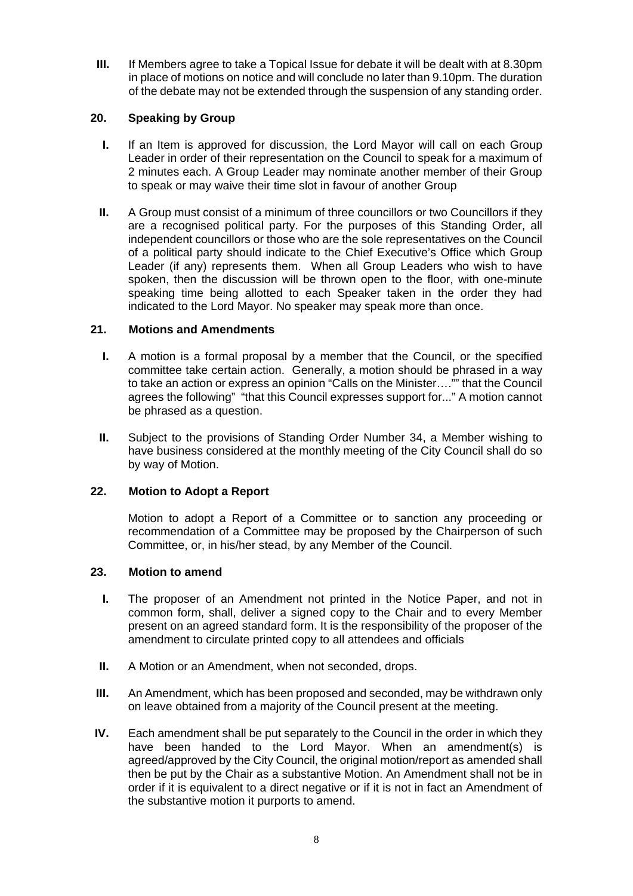**III.** If Members agree to take a Topical Issue for debate it will be dealt with at 8.30pm in place of motions on notice and will conclude no later than 9.10pm. The duration of the debate may not be extended through the suspension of any standing order.

## 20. Speaking by Group

**I.** If an Item is approved for discussion, the Lord Mayor will call on each Group Leader in order of their representation on the Council to speak for a maximum of 2 minutes each. A Group Leader may nominate another member of their Group to speak or may waive their time slot in favour of another Group

**II.** A Group must consist of a minimum of three councillors or two Councillors if they are a recognised political party. For the purposes of this Standing Order, all independent councillors or those who are the sole representatives on the Council of a political party should indicate to the Chief Executive's Office which Group Leader (if any) represents them. When all Group Leaders who wish to have spoken, then the discussion will be thrown open to the floor, with one-minute speaking time being allotted to each Speaker taken in the order they had indicated to the Lord Mayor. No speaker may speak more than once.

## 21. Motions and Amendments

**I.** A motion is a formal proposal by a member that the Council, or the specified committee take certain action. Generally, a motion should be phrased in a way to take an action or express an opinion "Calls on the Minister…."" that the Council agrees the following" "that this Council expresses support for..." A motion cannot be phrased as a question.

**II.** Subject to the provisions of Standing Order Number 34, a Member wishing to have business considered at the monthly meeting of the City Council shall do so by way of Motion.

## 22. Motion to Adopt a Report

Motion to adopt a Report of a Committee or to sanction any proceeding or recommendation of a Committee may be proposed by the Chairperson of such Committee, or, in his/her stead, by any Member of the Council.

## 23. Motion to amend

**I.** The proposer of an Amendment not printed in the Notice Paper, and not in common form, shall, deliver a signed copy to the Chair and to every Member present on an agreed standard form. It is the responsibility of the proposer of the amendment to circulate printed copy to all attendees and officials

**II.** A Motion or an Amendment, when not seconded, drops.

**III.** An Amendment, which has been proposed and seconded, may be withdrawn only on leave obtained from a majority of the Council present at the meeting.

**IV.** Each amendment shall be put separately to the Council in the order in which they have been handed to the Lord Mayor. When an amendment(s) is agreed/approved by the City Council, the original motion/report as amended shall then be put by the Chair as a substantive Motion. An Amendment shall not be in order if it is equivalent to a direct negative or if it is not in fact an Amendment of the substantive motion it purports to amend.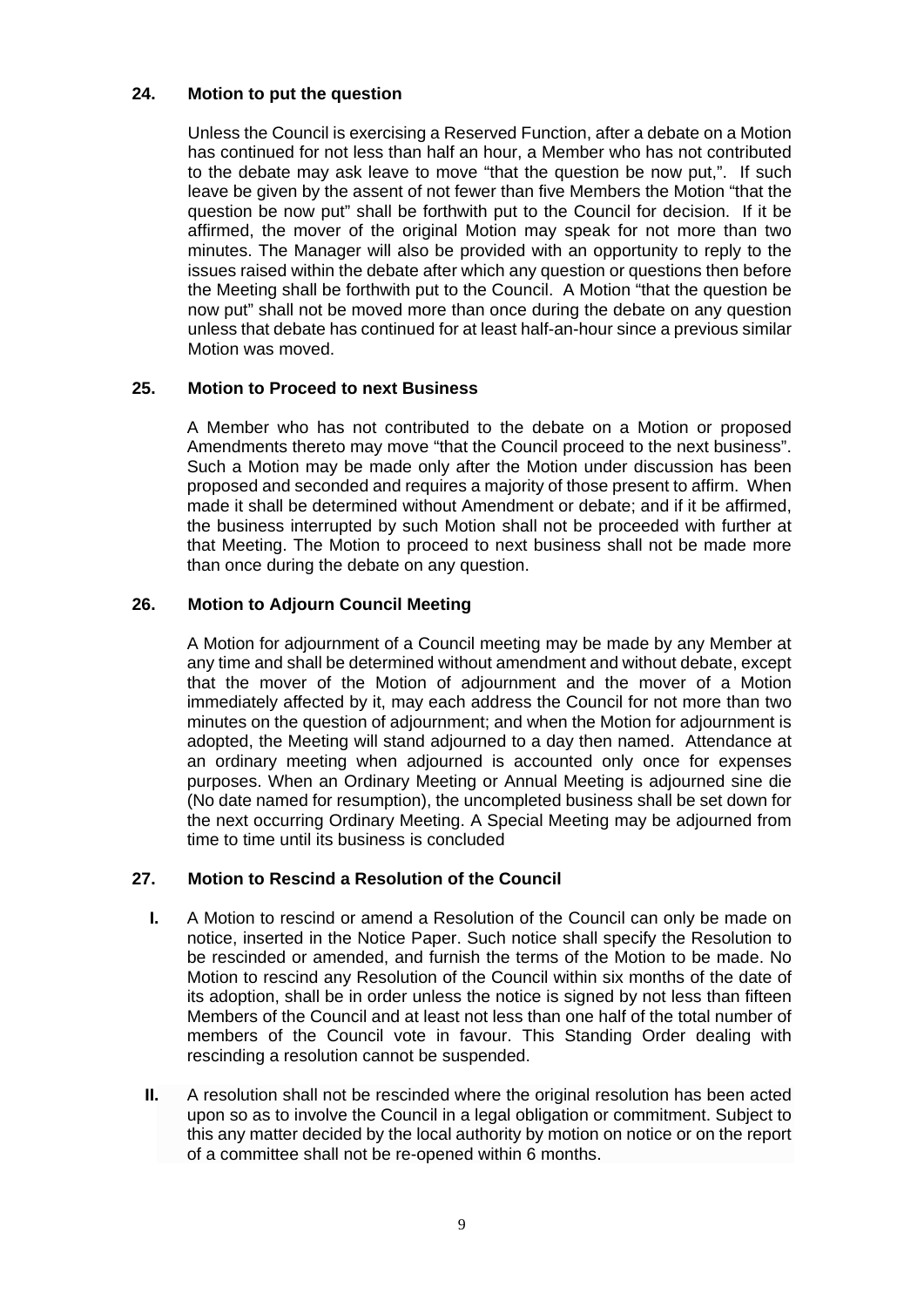## 24. Motion to put the question

Unless the Council is exercising a Reserved Function, after a debate on a Motion has continued for not less than half an hour, a Member who has not contributed to the debate may ask leave to move "that the question be now put,". If such leave be given by the assent of not fewer than five Members the Motion "that the question be now put" shall be forthwith put to the Council for decision. If it be affirmed, the mover of the original Motion may speak for not more than two minutes. The Manager will also be provided with an opportunity to reply to the issues raised within the debate after which any question or questions then before the Meeting shall be forthwith put to the Council. A Motion "that the question be now put" shall not be moved more than once during the debate on any question unless that debate has continued for at least half-an-hour since a previous similar Motion was moved.

## 25. Motion to Proceed to next Business

A Member who has not contributed to the debate on a Motion or proposed Amendments thereto may move "that the Council proceed to the next business". Such a Motion may be made only after the Motion under discussion has been proposed and seconded and requires a majority of those present to affirm. When made it shall be determined without Amendment or debate; and if it be affirmed, the business interrupted by such Motion shall not be proceeded with further at that Meeting. The Motion to proceed to next business shall not be made more than once during the debate on any question.

## 26. Motion to Adjourn Council Meeting

A Motion for adjournment of a Council meeting may be made by any Member at any time and shall be determined without amendment and without debate, except that the mover of the Motion of adjournment and the mover of a Motion immediately affected by it, may each address the Council for not more than two minutes on the question of adjournment; and when the Motion for adjournment is adopted, the Meeting will stand adjourned to a day then named. Attendance at an ordinary meeting when adjourned is accounted only once for expenses purposes. When an Ordinary Meeting or Annual Meeting is adjourned sine die (No date named for resumption), the uncompleted business shall be set down for the next occurring Ordinary Meeting. A Special Meeting may be adjourned from time to time until its business is concluded

## 27. Motion to Rescind a Resolution of the Council

**I.** A Motion to rescind or amend a Resolution of the Council can only be made on notice, inserted in the Notice Paper. Such notice shall specify the Resolution to be rescinded or amended, and furnish the terms of the Motion to be made. No Motion to rescind any Resolution of the Council within six months of the date of its adoption, shall be in order unless the notice is signed by not less than fifteen Members of the Council and at least not less than one half of the total number of members of the Council vote in favour. This Standing Order dealing with rescinding a resolution cannot be suspended.

**II.** A resolution shall not be rescinded where the original resolution has been acted upon so as to involve the Council in a legal obligation or commitment. Subject to this any matter decided by the local authority by motion on notice or on the report of a committee shall not be re-opened within 6 months.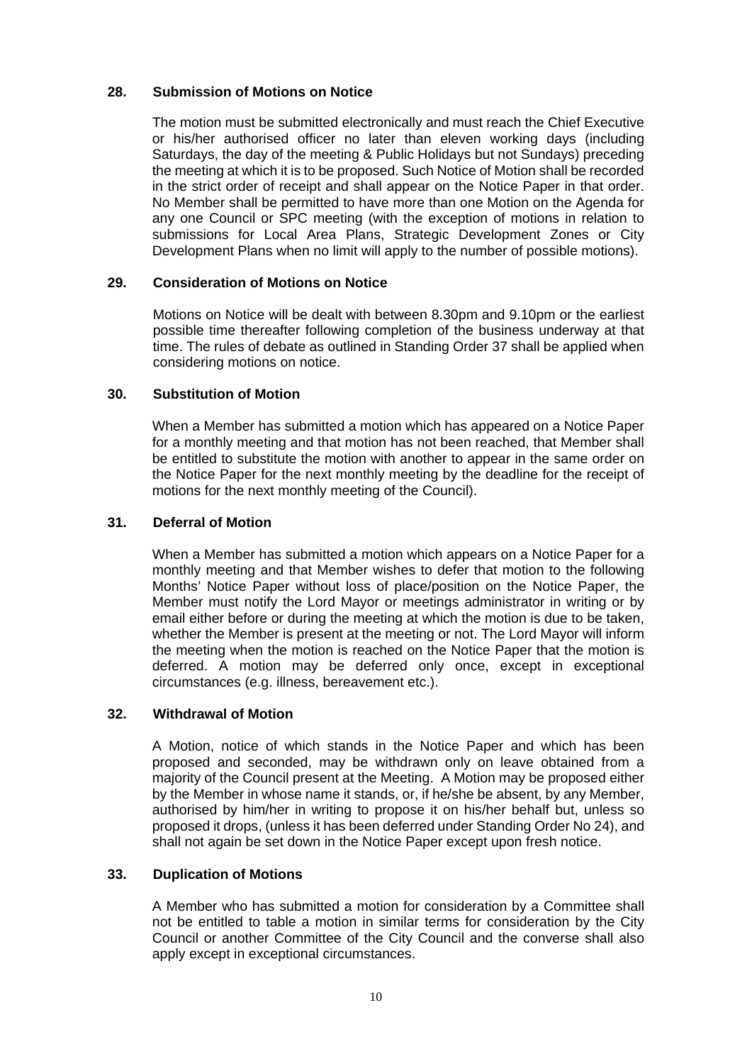### 28. Submission of Motions on Notice

The motion must be submitted electronically and must reach the Chief Executive or his/her authorised officer no later than eleven working days (including Saturdays, the day of the meeting & Public Holidays but not Sundays) preceding the meeting at which it is to be proposed. Such Notice of Motion shall be recorded in the strict order of receipt and shall appear on the Notice Paper in that order. No Member shall be permitted to have more than one Motion on the Agenda for any one Council or SPC meeting (with the exception of motions in relation to submissions for Local Area Plans, Strategic Development Zones or City Development Plans when no limit will apply to the number of possible motions).

### 29. Consideration of Motions on Notice

Motions on Notice will be dealt with between 8.30pm and 9.10pm or the earliest possible time thereafter following completion of the business underway at that time. The rules of debate as outlined in Standing Order 37 shall be applied when considering motions on notice.

### 30. Substitution of Motion

When a Member has submitted a motion which has appeared on a Notice Paper for a monthly meeting and that motion has not been reached, that Member shall be entitled to substitute the motion with another to appear in the same order on the Notice Paper for the next monthly meeting by the deadline for the receipt of motions for the next monthly meeting of the Council).

### 31. Deferral of Motion

When a Member has submitted a motion which appears on a Notice Paper for a monthly meeting and that Member wishes to defer that motion to the following Months' Notice Paper without loss of place/position on the Notice Paper, the Member must notify the Lord Mayor or meetings administrator in writing or by email either before or during the meeting at which the motion is due to be taken, whether the Member is present at the meeting or not. The Lord Mayor will inform the meeting when the motion is reached on the Notice Paper that the motion is deferred. A motion may be deferred only once, except in exceptional circumstances (e.g. illness, bereavement etc.).

### 32. Withdrawal of Motion

A Motion, notice of which stands in the Notice Paper and which has been proposed and seconded, may be withdrawn only on leave obtained from a majority of the Council present at the Meeting. A Motion may be proposed either by the Member in whose name it stands, or, if he/she be absent, by any Member, authorised by him/her in writing to propose it on his/her behalf but, unless so proposed it drops, (unless it has been deferred under Standing Order No 24), and shall not again be set down in the Notice Paper except upon fresh notice.

### 33. Duplication of Motions

A Member who has submitted a motion for consideration by a Committee shall not be entitled to table a motion in similar terms for consideration by the City Council or another Committee of the City Council and the converse shall also apply except in exceptional circumstances.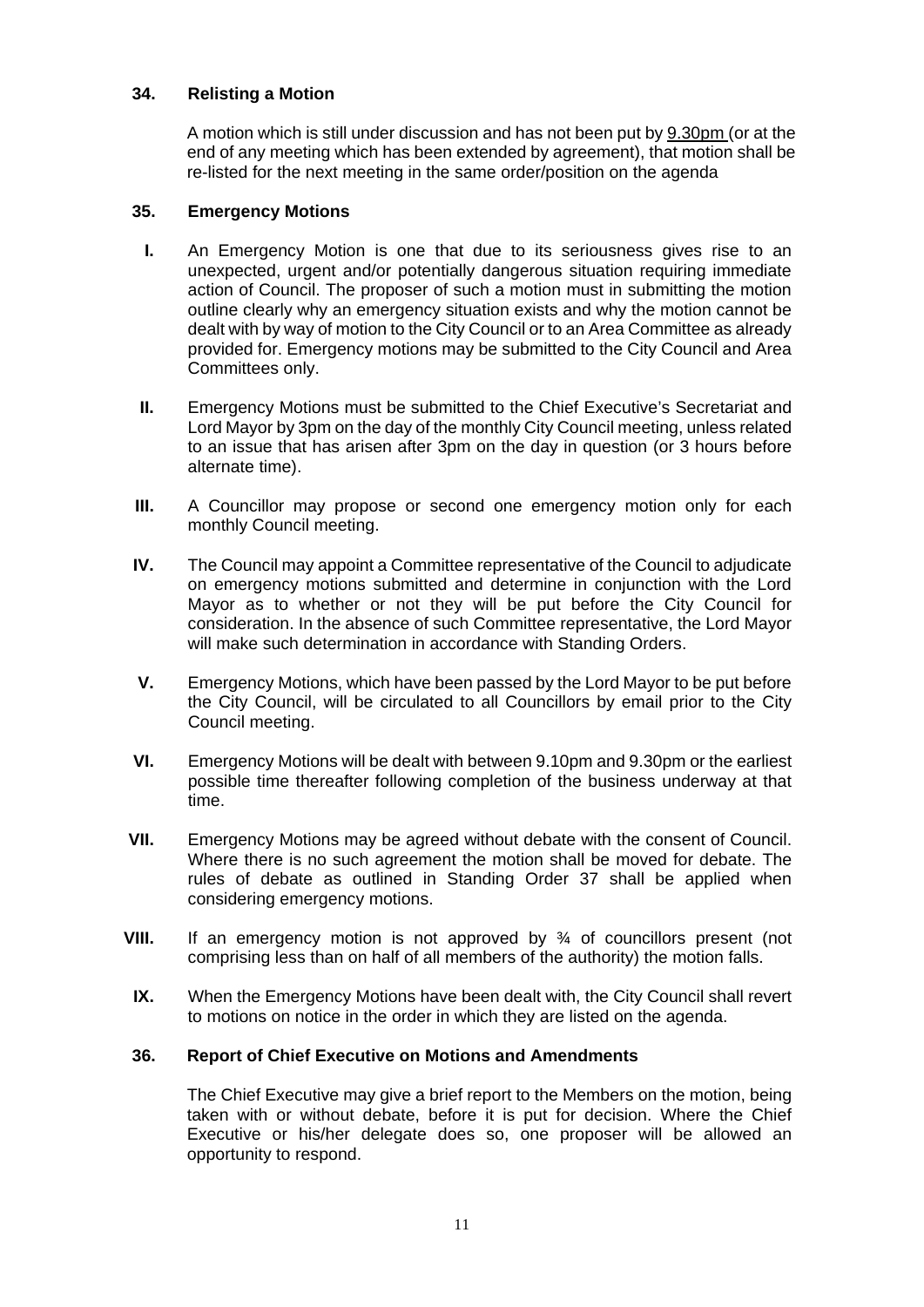### 34. Relisting a Motion

A motion which is still under discussion and has not been put by 9.30pm (or at the end of any meeting which has been extended by agreement), that motion shall be re-listed for the next meeting in the same order/position on the agenda

### 35. Emergency Motions

**I.** An Emergency Motion is one that due to its seriousness gives rise to an unexpected, urgent and/or potentially dangerous situation requiring immediate action of Council. The proposer of such a motion must in submitting the motion outline clearly why an emergency situation exists and why the motion cannot be dealt with by way of motion to the City Council or to an Area Committee as already provided for. Emergency motions may be submitted to the City Council and Area Committees only.

**II.** Emergency Motions must be submitted to the Chief Executive's Secretariat and Lord Mayor by 3pm on the day of the monthly City Council meeting, unless related to an issue that has arisen after 3pm on the day in question (or 3 hours before alternate time).

**III.** A Councillor may propose or second one emergency motion only for each monthly Council meeting.

**IV.** The Council may appoint a Committee representative of the Council to adjudicate on emergency motions submitted and determine in conjunction with the Lord Mayor as to whether or not they will be put before the City Council for consideration. In the absence of such Committee representative, the Lord Mayor will make such determination in accordance with Standing Orders.

**V.** Emergency Motions, which have been passed by the Lord Mayor to be put before the City Council, will be circulated to all Councillors by email prior to the City Council meeting.

**VI.** Emergency Motions will be dealt with between 9.10pm and 9.30pm or the earliest possible time thereafter following completion of the business underway at that time.

**VII.** Emergency Motions may be agreed without debate with the consent of Council. Where there is no such agreement the motion shall be moved for debate. The rules of debate as outlined in Standing Order 37 shall be applied when considering emergency motions.

**VIII.** If an emergency motion is not approved by ¾ of councillors present (not comprising less than on half of all members of the authority) the motion falls.

**IX.** When the Emergency Motions have been dealt with, the City Council shall revert to motions on notice in the order in which they are listed on the agenda.

### 36. Report of Chief Executive on Motions and Amendments

The Chief Executive may give a brief report to the Members on the motion, being taken with or without debate, before it is put for decision. Where the Chief Executive or his/her delegate does so, one proposer will be allowed an opportunity to respond.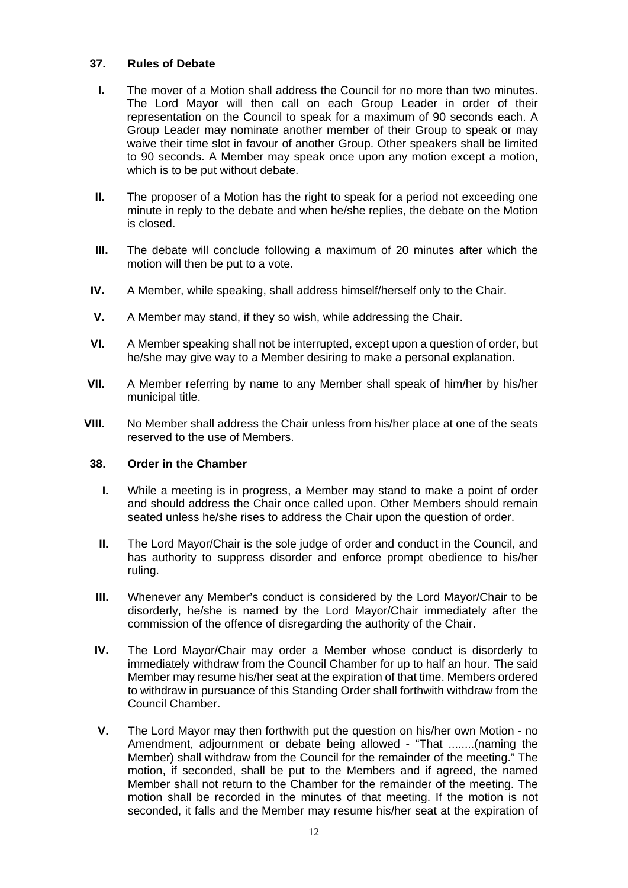### 37. Rules of Debate

**I.** The mover of a Motion shall address the Council for no more than two minutes. The Lord Mayor will then call on each Group Leader in order of their representation on the Council to speak for a maximum of 90 seconds each. A Group Leader may nominate another member of their Group to speak or may waive their time slot in favour of another Group. Other speakers shall be limited to 90 seconds. A Member may speak once upon any motion except a motion, which is to be put without debate.

**II.** The proposer of a Motion has the right to speak for a period not exceeding one minute in reply to the debate and when he/she replies, the debate on the Motion is closed.

**III.** The debate will conclude following a maximum of 20 minutes after which the motion will then be put to a vote.

**IV.** A Member, while speaking, shall address himself/herself only to the Chair.

**V.** A Member may stand, if they so wish, while addressing the Chair.

**VI.** A Member speaking shall not be interrupted, except upon a question of order, but he/she may give way to a Member desiring to make a personal explanation.

**VII.** A Member referring by name to any Member shall speak of him/her by his/her municipal title.

**VIII.** No Member shall address the Chair unless from his/her place at one of the seats reserved to the use of Members.

### 38. Order in the Chamber

**I.** While a meeting is in progress, a Member may stand to make a point of order and should address the Chair once called upon. Other Members should remain seated unless he/she rises to address the Chair upon the question of order.

**II.** The Lord Mayor/Chair is the sole judge of order and conduct in the Council, and has authority to suppress disorder and enforce prompt obedience to his/her ruling.

**III.** Whenever any Member's conduct is considered by the Lord Mayor/Chair to be disorderly, he/she is named by the Lord Mayor/Chair immediately after the commission of the offence of disregarding the authority of the Chair.

**IV.** The Lord Mayor/Chair may order a Member whose conduct is disorderly to immediately withdraw from the Council Chamber for up to half an hour. The said Member may resume his/her seat at the expiration of that time. Members ordered to withdraw in pursuance of this Standing Order shall forthwith withdraw from the Council Chamber.

**V.** The Lord Mayor may then forthwith put the question on his/her own Motion - no Amendment, adjournment or debate being allowed - "That ........(naming the Member) shall withdraw from the Council for the remainder of the meeting." The motion, if seconded, shall be put to the Members and if agreed, the named Member shall not return to the Chamber for the remainder of the meeting. The motion shall be recorded in the minutes of that meeting. If the motion is not seconded, it falls and the Member may resume his/her seat at the expiration of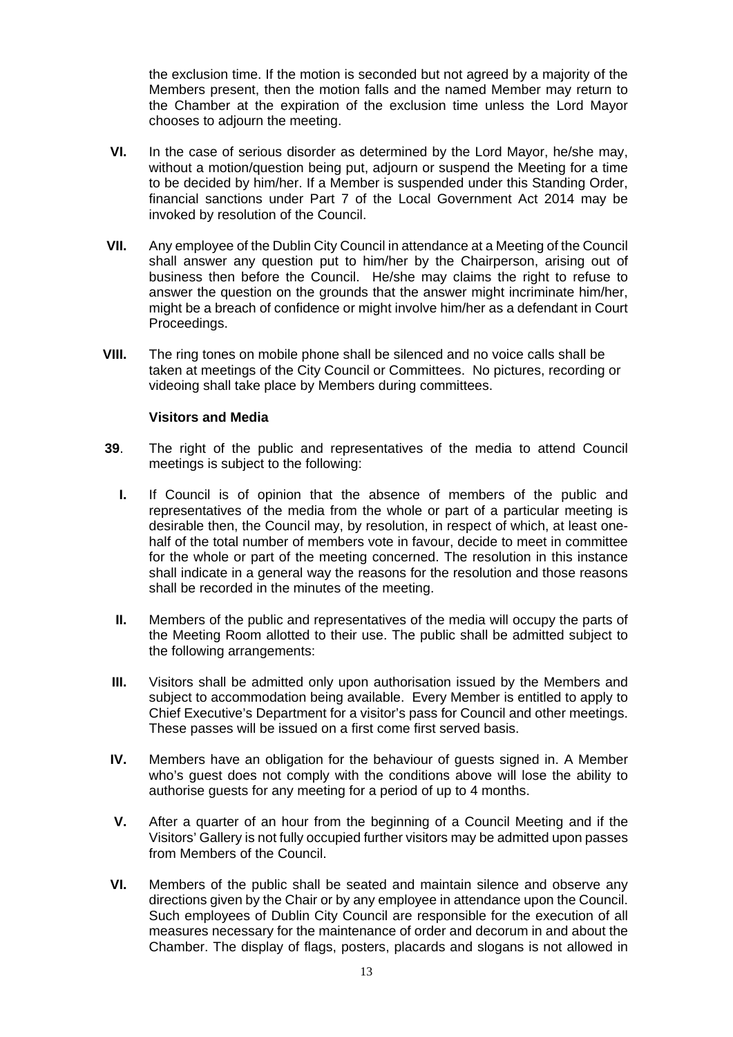the exclusion time. If the motion is seconded but not agreed by a majority of the Members present, then the motion falls and the named Member may return to the Chamber at the expiration of the exclusion time unless the Lord Mayor chooses to adjourn the meeting.

**VI.** In the case of serious disorder as determined by the Lord Mayor, he/she may, without a motion/question being put, adjourn or suspend the Meeting for a time to be decided by him/her. If a Member is suspended under this Standing Order, financial sanctions under Part 7 of the Local Government Act 2014 may be invoked by resolution of the Council.

**VII.** Any employee of the Dublin City Council in attendance at a Meeting of the Council shall answer any question put to him/her by the Chairperson, arising out of business then before the Council. He/she may claims the right to refuse to answer the question on the grounds that the answer might incriminate him/her, might be a breach of confidence or might involve him/her as a defendant in Court Proceedings.

**VIII.** The ring tones on mobile phone shall be silenced and no voice calls shall be taken at meetings of the City Council or Committees. No pictures, recording or videoing shall take place by Members during committees.

**Visitors and Media**

**39**. The right of the public and representatives of the media to attend Council meetings is subject to the following:

**I.** If Council is of opinion that the absence of members of the public and representatives of the media from the whole or part of a particular meeting is desirable then, the Council may, by resolution, in respect of which, at least one-half of the total number of members vote in favour, decide to meet in committee for the whole or part of the meeting concerned. The resolution in this instance shall indicate in a general way the reasons for the resolution and those reasons shall be recorded in the minutes of the meeting.

**II.** Members of the public and representatives of the media will occupy the parts of the Meeting Room allotted to their use. The public shall be admitted subject to the following arrangements:

**III.** Visitors shall be admitted only upon authorisation issued by the Members and subject to accommodation being available. Every Member is entitled to apply to Chief Executive's Department for a visitor's pass for Council and other meetings. These passes will be issued on a first come first served basis.

**IV.** Members have an obligation for the behaviour of guests signed in. A Member who's guest does not comply with the conditions above will lose the ability to authorise guests for any meeting for a period of up to 4 months.

**V.** After a quarter of an hour from the beginning of a Council Meeting and if the Visitors' Gallery is not fully occupied further visitors may be admitted upon passes from Members of the Council.

**VI.** Members of the public shall be seated and maintain silence and observe any directions given by the Chair or by any employee in attendance upon the Council. Such employees of Dublin City Council are responsible for the execution of all measures necessary for the maintenance of order and decorum in and about the Chamber. The display of flags, posters, placards and slogans is not allowed in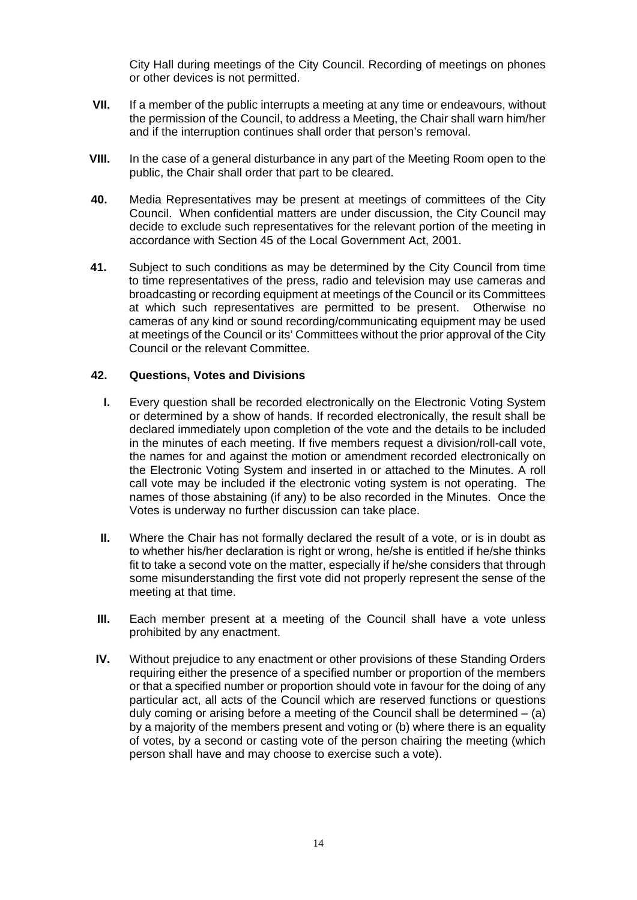City Hall during meetings of the City Council. Recording of meetings on phones or other devices is not permitted.

**VII.** If a member of the public interrupts a meeting at any time or endeavours, without the permission of the Council, to address a Meeting, the Chair shall warn him/her and if the interruption continues shall order that person's removal.

**VIII.** In the case of a general disturbance in any part of the Meeting Room open to the public, the Chair shall order that part to be cleared.

**40.** Media Representatives may be present at meetings of committees of the City Council. When confidential matters are under discussion, the City Council may decide to exclude such representatives for the relevant portion of the meeting in accordance with Section 45 of the Local Government Act, 2001.

**41.** Subject to such conditions as may be determined by the City Council from time to time representatives of the press, radio and television may use cameras and broadcasting or recording equipment at meetings of the Council or its Committees at which such representatives are permitted to be present. Otherwise no cameras of any kind or sound recording/communicating equipment may be used at meetings of the Council or its' Committees without the prior approval of the City Council or the relevant Committee.

**42. Questions, Votes and Divisions**

**I.** Every question shall be recorded electronically on the Electronic Voting System or determined by a show of hands. If recorded electronically, the result shall be declared immediately upon completion of the vote and the details to be included in the minutes of each meeting. If five members request a division/roll-call vote, the names for and against the motion or amendment recorded electronically on the Electronic Voting System and inserted in or attached to the Minutes. A roll call vote may be included if the electronic voting system is not operating. The names of those abstaining (if any) to be also recorded in the Minutes. Once the Votes is underway no further discussion can take place.

**II.** Where the Chair has not formally declared the result of a vote, or is in doubt as to whether his/her declaration is right or wrong, he/she is entitled if he/she thinks fit to take a second vote on the matter, especially if he/she considers that through some misunderstanding the first vote did not properly represent the sense of the meeting at that time.

**III.** Each member present at a meeting of the Council shall have a vote unless prohibited by any enactment.

**IV.** Without prejudice to any enactment or other provisions of these Standing Orders requiring either the presence of a specified number or proportion of the members or that a specified number or proportion should vote in favour for the doing of any particular act, all acts of the Council which are reserved functions or questions duly coming or arising before a meeting of the Council shall be determined – (a) by a majority of the members present and voting or (b) where there is an equality of votes, by a second or casting vote of the person chairing the meeting (which person shall have and may choose to exercise such a vote).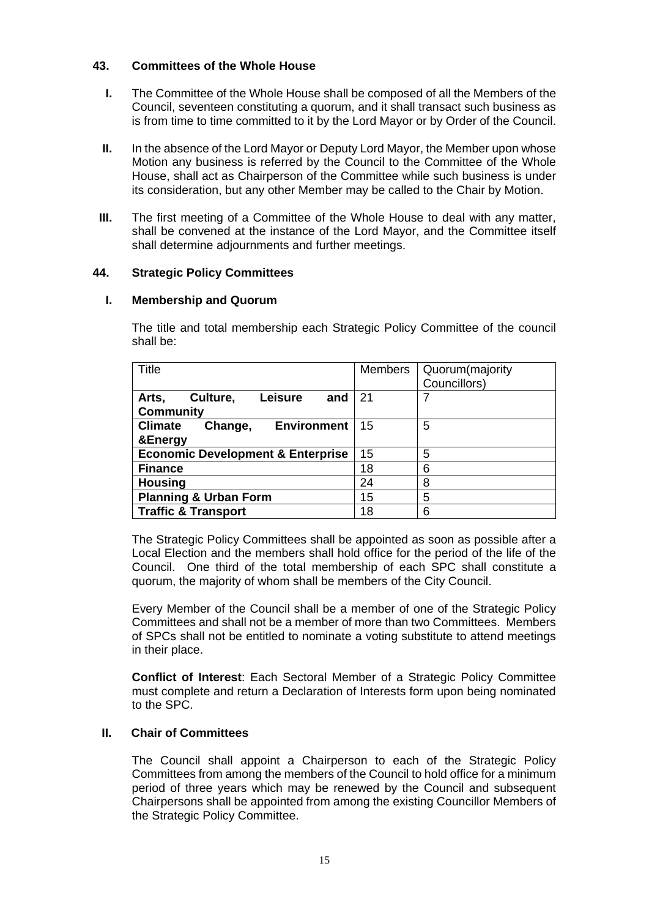## 43. Committees of the Whole House

**I.** The Committee of the Whole House shall be composed of all the Members of the Council, seventeen constituting a quorum, and it shall transact such business as is from time to time committed to it by the Lord Mayor or by Order of the Council.

**II.** In the absence of the Lord Mayor or Deputy Lord Mayor, the Member upon whose Motion any business is referred by the Council to the Committee of the Whole House, shall act as Chairperson of the Committee while such business is under its consideration, but any other Member may be called to the Chair by Motion.

**III.** The first meeting of a Committee of the Whole House to deal with any matter, shall be convened at the instance of the Lord Mayor, and the Committee itself shall determine adjournments and further meetings.

## 44. Strategic Policy Committees

### I. Membership and Quorum

The title and total membership each Strategic Policy Committee of the council shall be:

| Title | Members | Quorum(majority Councillors) |
|---|---|---|
| **Arts, Culture, Leisure and Community** | 21 | 7 |
| **Climate Change, Environment &Energy** | 15 | 5 |
| **Economic Development & Enterprise** | 15 | 5 |
| **Finance** | 18 | 6 |
| **Housing** | 24 | 8 |
| **Planning & Urban Form** | 15 | 5 |
| **Traffic & Transport** | 18 | 6 |

The Strategic Policy Committees shall be appointed as soon as possible after a Local Election and the members shall hold office for the period of the life of the Council. One third of the total membership of each SPC shall constitute a quorum, the majority of whom shall be members of the City Council.

Every Member of the Council shall be a member of one of the Strategic Policy Committees and shall not be a member of more than two Committees. Members of SPCs shall not be entitled to nominate a voting substitute to attend meetings in their place.

**Conflict of Interest**: Each Sectoral Member of a Strategic Policy Committee must complete and return a Declaration of Interests form upon being nominated to the SPC.

### II. Chair of Committees

The Council shall appoint a Chairperson to each of the Strategic Policy Committees from among the members of the Council to hold office for a minimum period of three years which may be renewed by the Council and subsequent Chairpersons shall be appointed from among the existing Councillor Members of the Strategic Policy Committee.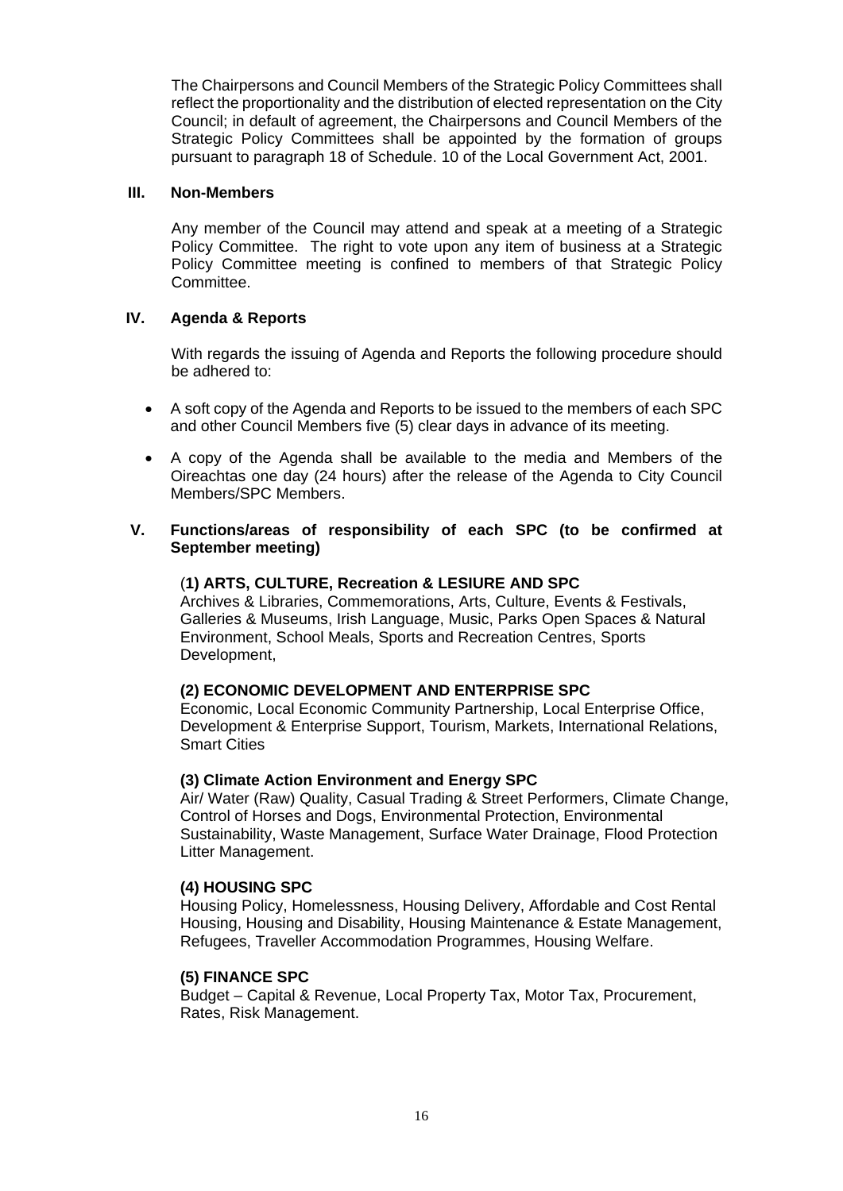The Chairpersons and Council Members of the Strategic Policy Committees shall reflect the proportionality and the distribution of elected representation on the City Council; in default of agreement, the Chairpersons and Council Members of the Strategic Policy Committees shall be appointed by the formation of groups pursuant to paragraph 18 of Schedule. 10 of the Local Government Act, 2001.

### III. Non-Members

Any member of the Council may attend and speak at a meeting of a Strategic Policy Committee. The right to vote upon any item of business at a Strategic Policy Committee meeting is confined to members of that Strategic Policy Committee.

### IV. Agenda & Reports

With regards the issuing of Agenda and Reports the following procedure should be adhered to:

- A soft copy of the Agenda and Reports to be issued to the members of each SPC and other Council Members five (5) clear days in advance of its meeting.
- A copy of the Agenda shall be available to the media and Members of the Oireachtas one day (24 hours) after the release of the Agenda to City Council Members/SPC Members.

### V. Functions/areas of responsibility of each SPC (to be confirmed at September meeting)

**(1) ARTS, CULTURE, Recreation & LESIURE AND SPC**
Archives & Libraries, Commemorations, Arts, Culture, Events & Festivals, Galleries & Museums, Irish Language, Music, Parks Open Spaces & Natural Environment, School Meals, Sports and Recreation Centres, Sports Development,

**(2) ECONOMIC DEVELOPMENT AND ENTERPRISE SPC**
Economic, Local Economic Community Partnership, Local Enterprise Office, Development & Enterprise Support, Tourism, Markets, International Relations, Smart Cities

**(3) Climate Action Environment and Energy SPC**
Air/ Water (Raw) Quality, Casual Trading & Street Performers, Climate Change, Control of Horses and Dogs, Environmental Protection, Environmental Sustainability, Waste Management, Surface Water Drainage, Flood Protection Litter Management.

**(4) HOUSING SPC**
Housing Policy, Homelessness, Housing Delivery, Affordable and Cost Rental Housing, Housing and Disability, Housing Maintenance & Estate Management, Refugees, Traveller Accommodation Programmes, Housing Welfare.

**(5) FINANCE SPC**
Budget – Capital & Revenue, Local Property Tax, Motor Tax, Procurement, Rates, Risk Management.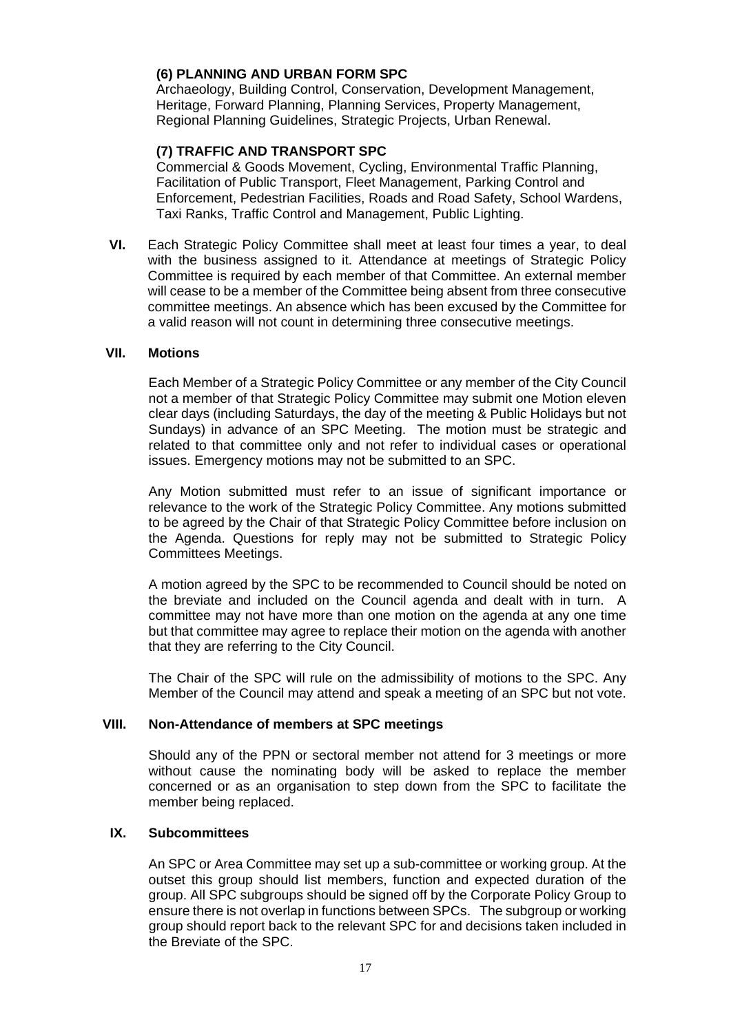**(6) PLANNING AND URBAN FORM SPC**

Archaeology, Building Control, Conservation, Development Management, Heritage, Forward Planning, Planning Services, Property Management, Regional Planning Guidelines, Strategic Projects, Urban Renewal.

**(7) TRAFFIC AND TRANSPORT SPC**

Commercial & Goods Movement, Cycling, Environmental Traffic Planning, Facilitation of Public Transport, Fleet Management, Parking Control and Enforcement, Pedestrian Facilities, Roads and Road Safety, School Wardens, Taxi Ranks, Traffic Control and Management, Public Lighting.

**VI.** Each Strategic Policy Committee shall meet at least four times a year, to deal with the business assigned to it. Attendance at meetings of Strategic Policy Committee is required by each member of that Committee. An external member will cease to be a member of the Committee being absent from three consecutive committee meetings. An absence which has been excused by the Committee for a valid reason will not count in determining three consecutive meetings.

**VII. Motions**

Each Member of a Strategic Policy Committee or any member of the City Council not a member of that Strategic Policy Committee may submit one Motion eleven clear days (including Saturdays, the day of the meeting & Public Holidays but not Sundays) in advance of an SPC Meeting. The motion must be strategic and related to that committee only and not refer to individual cases or operational issues. Emergency motions may not be submitted to an SPC.

Any Motion submitted must refer to an issue of significant importance or relevance to the work of the Strategic Policy Committee. Any motions submitted to be agreed by the Chair of that Strategic Policy Committee before inclusion on the Agenda. Questions for reply may not be submitted to Strategic Policy Committees Meetings.

A motion agreed by the SPC to be recommended to Council should be noted on the breviate and included on the Council agenda and dealt with in turn. A committee may not have more than one motion on the agenda at any one time but that committee may agree to replace their motion on the agenda with another that they are referring to the City Council.

The Chair of the SPC will rule on the admissibility of motions to the SPC. Any Member of the Council may attend and speak a meeting of an SPC but not vote.

**VIII. Non-Attendance of members at SPC meetings**

Should any of the PPN or sectoral member not attend for 3 meetings or more without cause the nominating body will be asked to replace the member concerned or as an organisation to step down from the SPC to facilitate the member being replaced.

**IX. Subcommittees**

An SPC or Area Committee may set up a sub-committee or working group. At the outset this group should list members, function and expected duration of the group. All SPC subgroups should be signed off by the Corporate Policy Group to ensure there is not overlap in functions between SPCs. The subgroup or working group should report back to the relevant SPC for and decisions taken included in the Breviate of the SPC.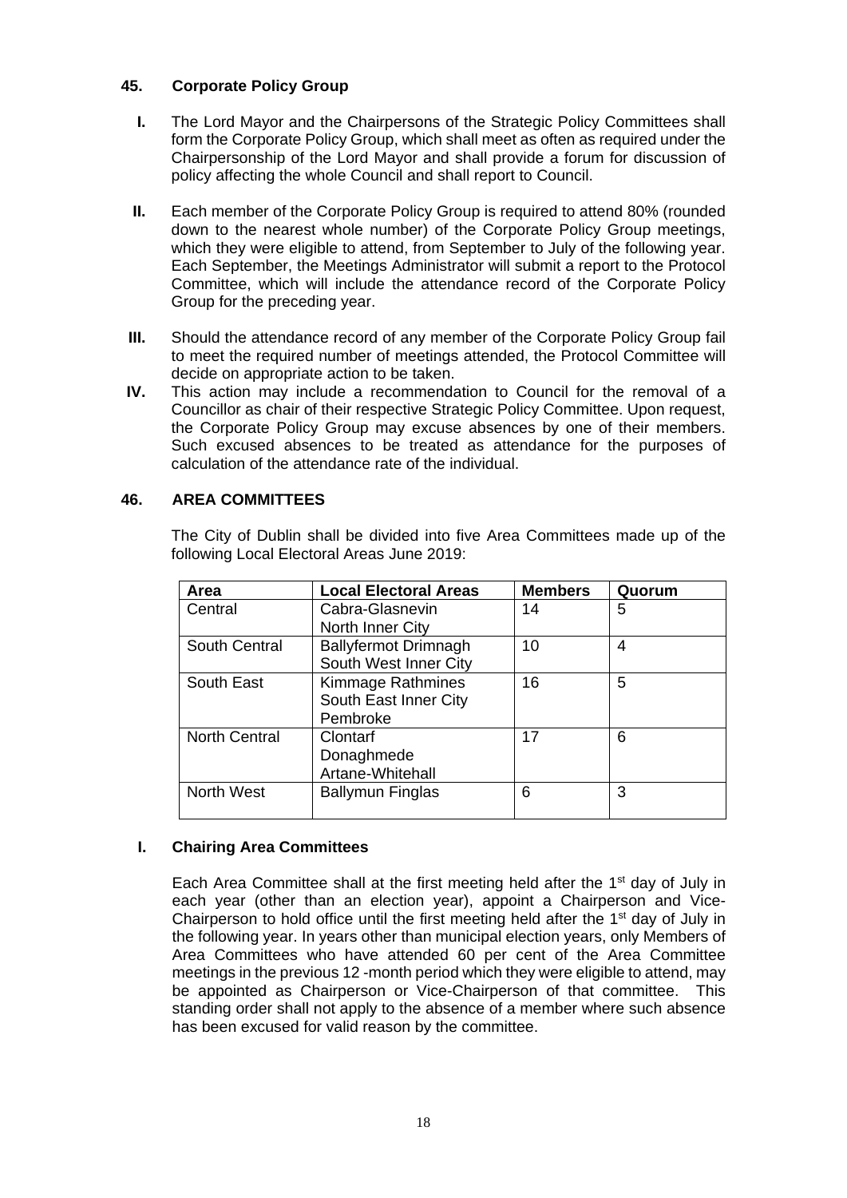## 45. Corporate Policy Group

**I.** The Lord Mayor and the Chairpersons of the Strategic Policy Committees shall form the Corporate Policy Group, which shall meet as often as required under the Chairpersonship of the Lord Mayor and shall provide a forum for discussion of policy affecting the whole Council and shall report to Council.

**II.** Each member of the Corporate Policy Group is required to attend 80% (rounded down to the nearest whole number) of the Corporate Policy Group meetings, which they were eligible to attend, from September to July of the following year. Each September, the Meetings Administrator will submit a report to the Protocol Committee, which will include the attendance record of the Corporate Policy Group for the preceding year.

**III.** Should the attendance record of any member of the Corporate Policy Group fail to meet the required number of meetings attended, the Protocol Committee will decide on appropriate action to be taken.

**IV.** This action may include a recommendation to Council for the removal of a Councillor as chair of their respective Strategic Policy Committee. Upon request, the Corporate Policy Group may excuse absences by one of their members. Such excused absences to be treated as attendance for the purposes of calculation of the attendance rate of the individual.

## 46. AREA COMMITTEES

The City of Dublin shall be divided into five Area Committees made up of the following Local Electoral Areas June 2019:

| Area | Local Electoral Areas | Members | Quorum |
|---|---|---|---|
| Central | Cabra-Glasnevin<br>North Inner City | 14 | 5 |
| South Central | Ballyfermot Drimnagh<br>South West Inner City | 10 | 4 |
| South East | Kimmage Rathmines<br>South East Inner City<br>Pembroke | 16 | 5 |
| North Central | Clontarf<br>Donaghmede<br>Artane-Whitehall | 17 | 6 |
| North West | Ballymun Finglas | 6 | 3 |

### I. Chairing Area Committees

Each Area Committee shall at the first meeting held after the 1st day of July in each year (other than an election year), appoint a Chairperson and Vice-Chairperson to hold office until the first meeting held after the 1st day of July in the following year. In years other than municipal election years, only Members of Area Committees who have attended 60 per cent of the Area Committee meetings in the previous 12 -month period which they were eligible to attend, may be appointed as Chairperson or Vice-Chairperson of that committee. This standing order shall not apply to the absence of a member where such absence has been excused for valid reason by the committee.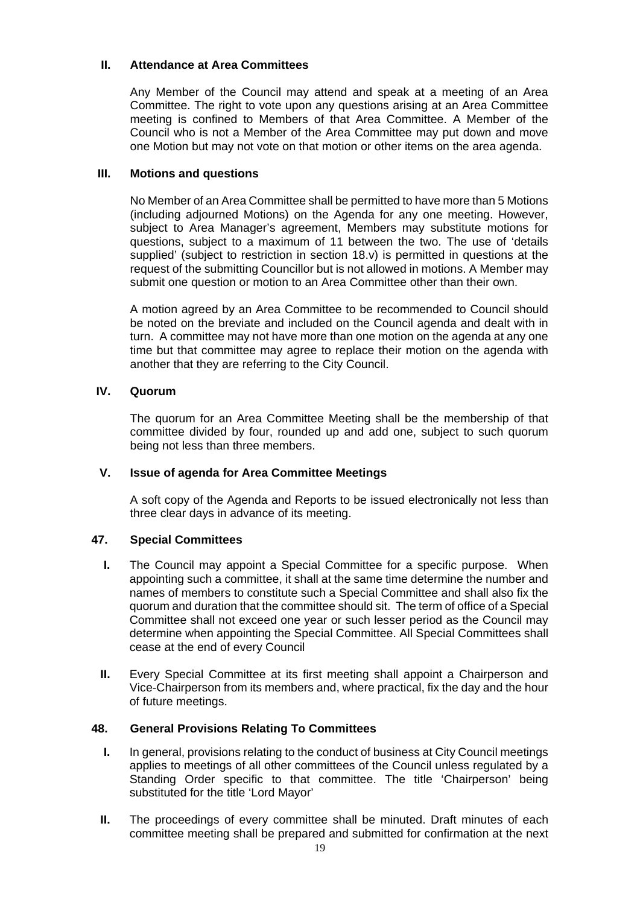### II. Attendance at Area Committees

Any Member of the Council may attend and speak at a meeting of an Area Committee. The right to vote upon any questions arising at an Area Committee meeting is confined to Members of that Area Committee. A Member of the Council who is not a Member of the Area Committee may put down and move one Motion but may not vote on that motion or other items on the area agenda.

### III. Motions and questions

No Member of an Area Committee shall be permitted to have more than 5 Motions (including adjourned Motions) on the Agenda for any one meeting. However, subject to Area Manager's agreement, Members may substitute motions for questions, subject to a maximum of 11 between the two. The use of 'details supplied' (subject to restriction in section 18.v) is permitted in questions at the request of the submitting Councillor but is not allowed in motions. A Member may submit one question or motion to an Area Committee other than their own.

A motion agreed by an Area Committee to be recommended to Council should be noted on the breviate and included on the Council agenda and dealt with in turn. A committee may not have more than one motion on the agenda at any one time but that committee may agree to replace their motion on the agenda with another that they are referring to the City Council.

### IV. Quorum

The quorum for an Area Committee Meeting shall be the membership of that committee divided by four, rounded up and add one, subject to such quorum being not less than three members.

### V. Issue of agenda for Area Committee Meetings

A soft copy of the Agenda and Reports to be issued electronically not less than three clear days in advance of its meeting.

## 47. Special Committees

**I.** The Council may appoint a Special Committee for a specific purpose. When appointing such a committee, it shall at the same time determine the number and names of members to constitute such a Special Committee and shall also fix the quorum and duration that the committee should sit. The term of office of a Special Committee shall not exceed one year or such lesser period as the Council may determine when appointing the Special Committee. All Special Committees shall cease at the end of every Council

**II.** Every Special Committee at its first meeting shall appoint a Chairperson and Vice-Chairperson from its members and, where practical, fix the day and the hour of future meetings.

## 48. General Provisions Relating To Committees

**I.** In general, provisions relating to the conduct of business at City Council meetings applies to meetings of all other committees of the Council unless regulated by a Standing Order specific to that committee. The title 'Chairperson' being substituted for the title 'Lord Mayor'

**II.** The proceedings of every committee shall be minuted. Draft minutes of each committee meeting shall be prepared and submitted for confirmation at the next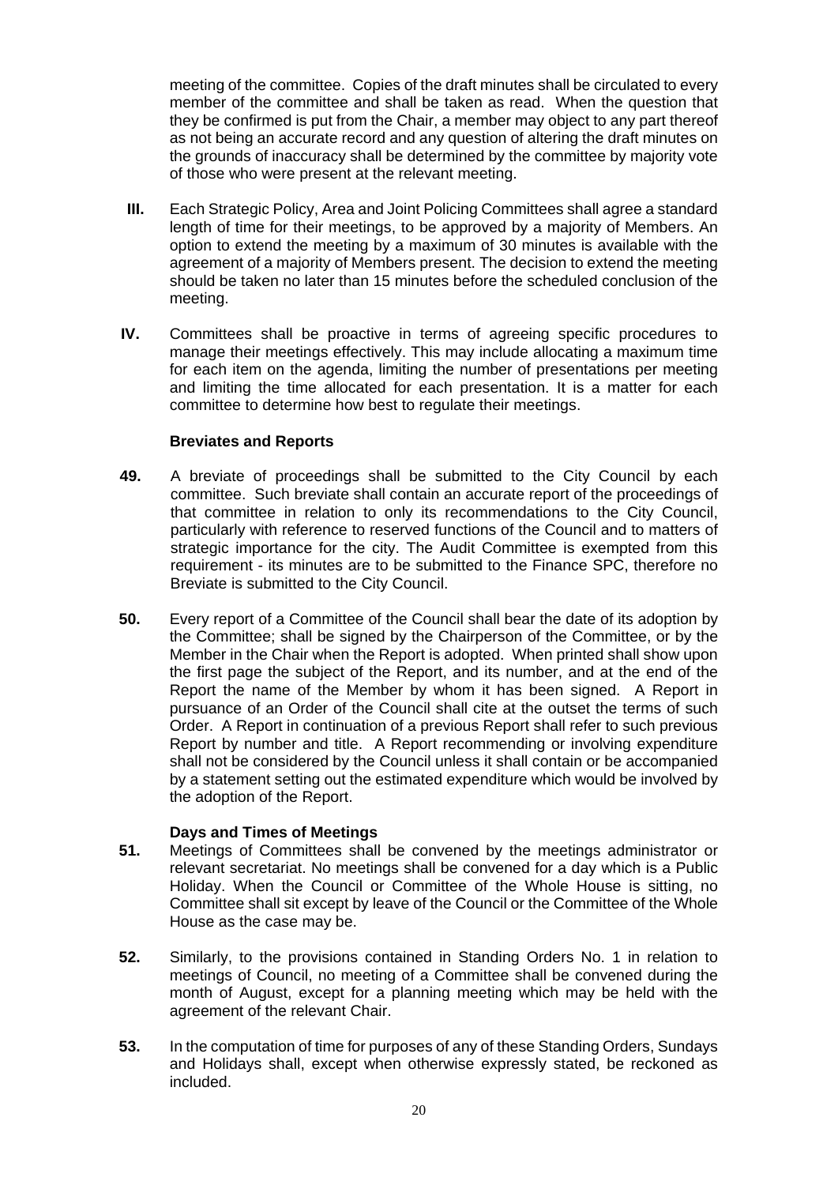meeting of the committee. Copies of the draft minutes shall be circulated to every member of the committee and shall be taken as read. When the question that they be confirmed is put from the Chair, a member may object to any part thereof as not being an accurate record and any question of altering the draft minutes on the grounds of inaccuracy shall be determined by the committee by majority vote of those who were present at the relevant meeting.

**III.** Each Strategic Policy, Area and Joint Policing Committees shall agree a standard length of time for their meetings, to be approved by a majority of Members. An option to extend the meeting by a maximum of 30 minutes is available with the agreement of a majority of Members present. The decision to extend the meeting should be taken no later than 15 minutes before the scheduled conclusion of the meeting.

**IV.** Committees shall be proactive in terms of agreeing specific procedures to manage their meetings effectively. This may include allocating a maximum time for each item on the agenda, limiting the number of presentations per meeting and limiting the time allocated for each presentation. It is a matter for each committee to determine how best to regulate their meetings.

### Breviates and Reports

**49.** A breviate of proceedings shall be submitted to the City Council by each committee. Such breviate shall contain an accurate report of the proceedings of that committee in relation to only its recommendations to the City Council, particularly with reference to reserved functions of the Council and to matters of strategic importance for the city. The Audit Committee is exempted from this requirement - its minutes are to be submitted to the Finance SPC, therefore no Breviate is submitted to the City Council.

**50.** Every report of a Committee of the Council shall bear the date of its adoption by the Committee; shall be signed by the Chairperson of the Committee, or by the Member in the Chair when the Report is adopted. When printed shall show upon the first page the subject of the Report, and its number, and at the end of the Report the name of the Member by whom it has been signed. A Report in pursuance of an Order of the Council shall cite at the outset the terms of such Order. A Report in continuation of a previous Report shall refer to such previous Report by number and title. A Report recommending or involving expenditure shall not be considered by the Council unless it shall contain or be accompanied by a statement setting out the estimated expenditure which would be involved by the adoption of the Report.

### Days and Times of Meetings

**51.** Meetings of Committees shall be convened by the meetings administrator or relevant secretariat. No meetings shall be convened for a day which is a Public Holiday. When the Council or Committee of the Whole House is sitting, no Committee shall sit except by leave of the Council or the Committee of the Whole House as the case may be.

**52.** Similarly, to the provisions contained in Standing Orders No. 1 in relation to meetings of Council, no meeting of a Committee shall be convened during the month of August, except for a planning meeting which may be held with the agreement of the relevant Chair.

**53.** In the computation of time for purposes of any of these Standing Orders, Sundays and Holidays shall, except when otherwise expressly stated, be reckoned as included.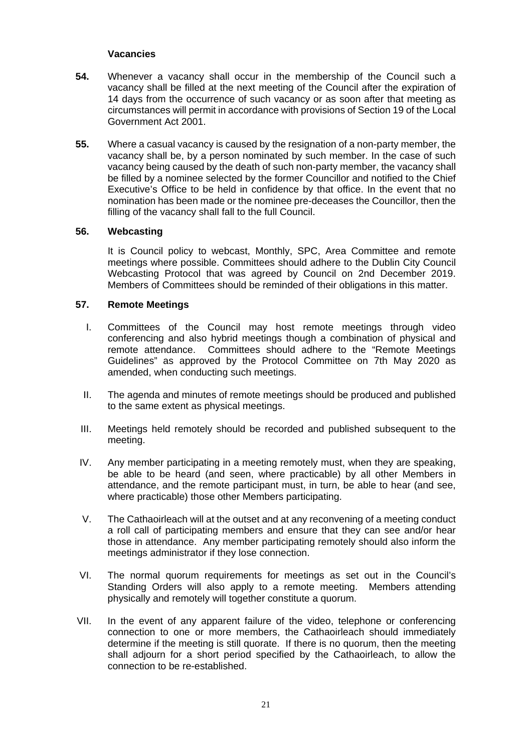### Vacancies

**54.** Whenever a vacancy shall occur in the membership of the Council such a vacancy shall be filled at the next meeting of the Council after the expiration of 14 days from the occurrence of such vacancy or as soon after that meeting as circumstances will permit in accordance with provisions of Section 19 of the Local Government Act 2001.

**55.** Where a casual vacancy is caused by the resignation of a non-party member, the vacancy shall be, by a person nominated by such member. In the case of such vacancy being caused by the death of such non-party member, the vacancy shall be filled by a nominee selected by the former Councillor and notified to the Chief Executive's Office to be held in confidence by that office. In the event that no nomination has been made or the nominee pre-deceases the Councillor, then the filling of the vacancy shall fall to the full Council.

### 56. Webcasting

It is Council policy to webcast, Monthly, SPC, Area Committee and remote meetings where possible. Committees should adhere to the Dublin City Council Webcasting Protocol that was agreed by Council on 2nd December 2019. Members of Committees should be reminded of their obligations in this matter.

### 57. Remote Meetings

I. Committees of the Council may host remote meetings through video conferencing and also hybrid meetings though a combination of physical and remote attendance. Committees should adhere to the "Remote Meetings Guidelines" as approved by the Protocol Committee on 7th May 2020 as amended, when conducting such meetings.

II. The agenda and minutes of remote meetings should be produced and published to the same extent as physical meetings.

III. Meetings held remotely should be recorded and published subsequent to the meeting.

IV. Any member participating in a meeting remotely must, when they are speaking, be able to be heard (and seen, where practicable) by all other Members in attendance, and the remote participant must, in turn, be able to hear (and see, where practicable) those other Members participating.

V. The Cathaoirleach will at the outset and at any reconvening of a meeting conduct a roll call of participating members and ensure that they can see and/or hear those in attendance. Any member participating remotely should also inform the meetings administrator if they lose connection.

VI. The normal quorum requirements for meetings as set out in the Council's Standing Orders will also apply to a remote meeting. Members attending physically and remotely will together constitute a quorum.

VII. In the event of any apparent failure of the video, telephone or conferencing connection to one or more members, the Cathaoirleach should immediately determine if the meeting is still quorate. If there is no quorum, then the meeting shall adjourn for a short period specified by the Cathaoirleach, to allow the connection to be re-established.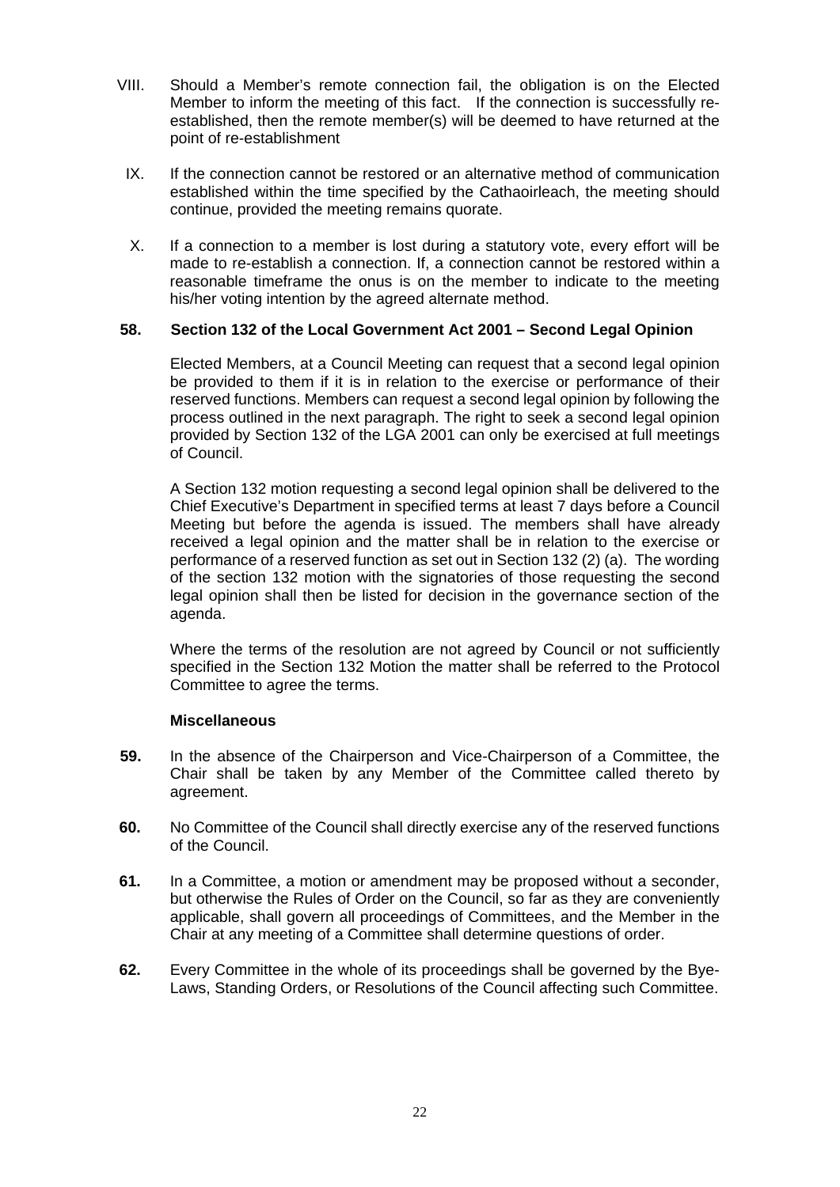VIII. Should a Member's remote connection fail, the obligation is on the Elected Member to inform the meeting of this fact. If the connection is successfully re-established, then the remote member(s) will be deemed to have returned at the point of re-establishment

IX. If the connection cannot be restored or an alternative method of communication established within the time specified by the Cathaoirleach, the meeting should continue, provided the meeting remains quorate.

X. If a connection to a member is lost during a statutory vote, every effort will be made to re-establish a connection. If, a connection cannot be restored within a reasonable timeframe the onus is on the member to indicate to the meeting his/her voting intention by the agreed alternate method.

**58. Section 132 of the Local Government Act 2001 – Second Legal Opinion**

Elected Members, at a Council Meeting can request that a second legal opinion be provided to them if it is in relation to the exercise or performance of their reserved functions. Members can request a second legal opinion by following the process outlined in the next paragraph. The right to seek a second legal opinion provided by Section 132 of the LGA 2001 can only be exercised at full meetings of Council.

A Section 132 motion requesting a second legal opinion shall be delivered to the Chief Executive's Department in specified terms at least 7 days before a Council Meeting but before the agenda is issued. The members shall have already received a legal opinion and the matter shall be in relation to the exercise or performance of a reserved function as set out in Section 132 (2) (a). The wording of the section 132 motion with the signatories of those requesting the second legal opinion shall then be listed for decision in the governance section of the agenda.

Where the terms of the resolution are not agreed by Council or not sufficiently specified in the Section 132 Motion the matter shall be referred to the Protocol Committee to agree the terms.

**Miscellaneous**

**59.** In the absence of the Chairperson and Vice-Chairperson of a Committee, the Chair shall be taken by any Member of the Committee called thereto by agreement.

**60.** No Committee of the Council shall directly exercise any of the reserved functions of the Council.

**61.** In a Committee, a motion or amendment may be proposed without a seconder, but otherwise the Rules of Order on the Council, so far as they are conveniently applicable, shall govern all proceedings of Committees, and the Member in the Chair at any meeting of a Committee shall determine questions of order.

**62.** Every Committee in the whole of its proceedings shall be governed by the Bye-Laws, Standing Orders, or Resolutions of the Council affecting such Committee.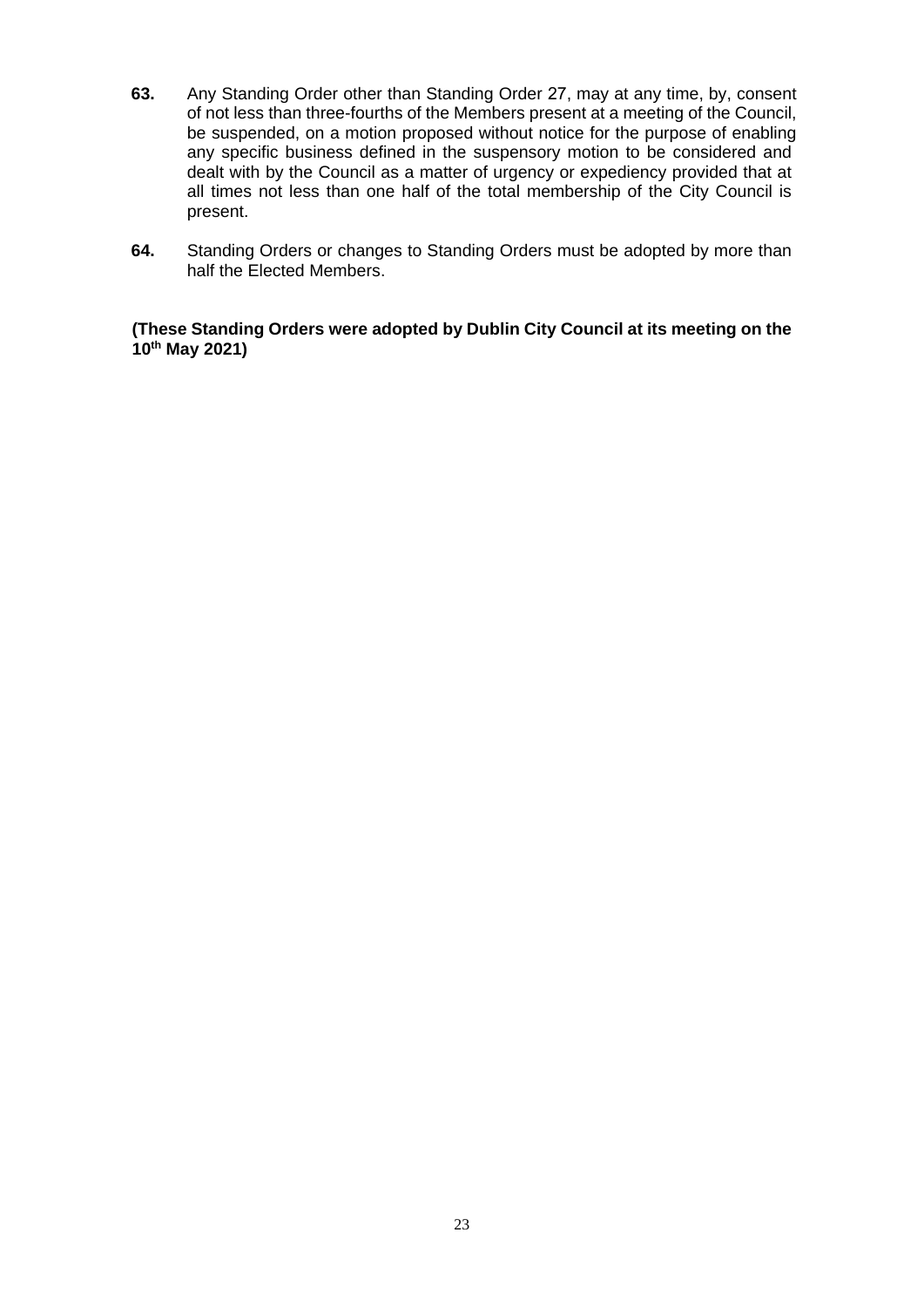**63.** Any Standing Order other than Standing Order 27, may at any time, by, consent of not less than three-fourths of the Members present at a meeting of the Council, be suspended, on a motion proposed without notice for the purpose of enabling any specific business defined in the suspensory motion to be considered and dealt with by the Council as a matter of urgency or expediency provided that at all times not less than one half of the total membership of the City Council is present.

**64.** Standing Orders or changes to Standing Orders must be adopted by more than half the Elected Members.

**(These Standing Orders were adopted by Dublin City Council at its meeting on the 10th May 2021)**